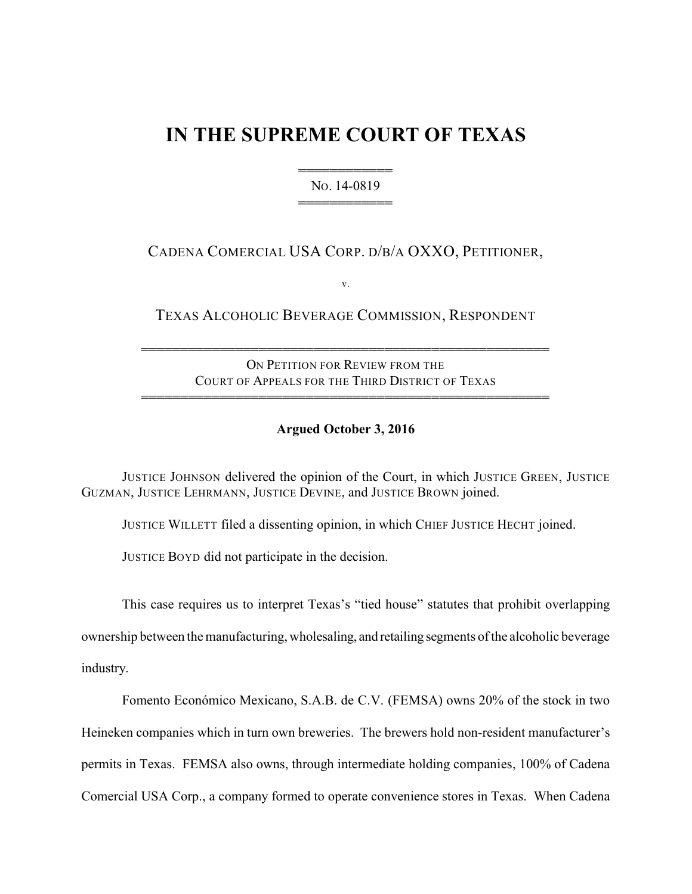# IN THE SUPREME COURT OF TEXAS

---

NO. 14-0819

---

CADENA COMERCIAL USA CORP. D/B/A OXXO, PETITIONER,

v.

TEXAS ALCOHOLIC BEVERAGE COMMISSION, RESPONDENT

---

ON PETITION FOR REVIEW FROM THE COURT OF APPEALS FOR THE THIRD DISTRICT OF TEXAS

---

**Argued October 3, 2016**

JUSTICE JOHNSON delivered the opinion of the Court, in which JUSTICE GREEN, JUSTICE GUZMAN, JUSTICE LEHRMANN, JUSTICE DEVINE, and JUSTICE BROWN joined.

JUSTICE WILLETT filed a dissenting opinion, in which CHIEF JUSTICE HECHT joined.

JUSTICE BOYD did not participate in the decision.

This case requires us to interpret Texas's "tied house" statutes that prohibit overlapping ownership between the manufacturing, wholesaling, and retailing segments of the alcoholic beverage industry.

Fomento Económico Mexicano, S.A.B. de C.V. (FEMSA) owns 20% of the stock in two Heineken companies which in turn own breweries. The brewers hold non-resident manufacturer's permits in Texas. FEMSA also owns, through intermediate holding companies, 100% of Cadena Comercial USA Corp., a company formed to operate convenience stores in Texas. When Cadena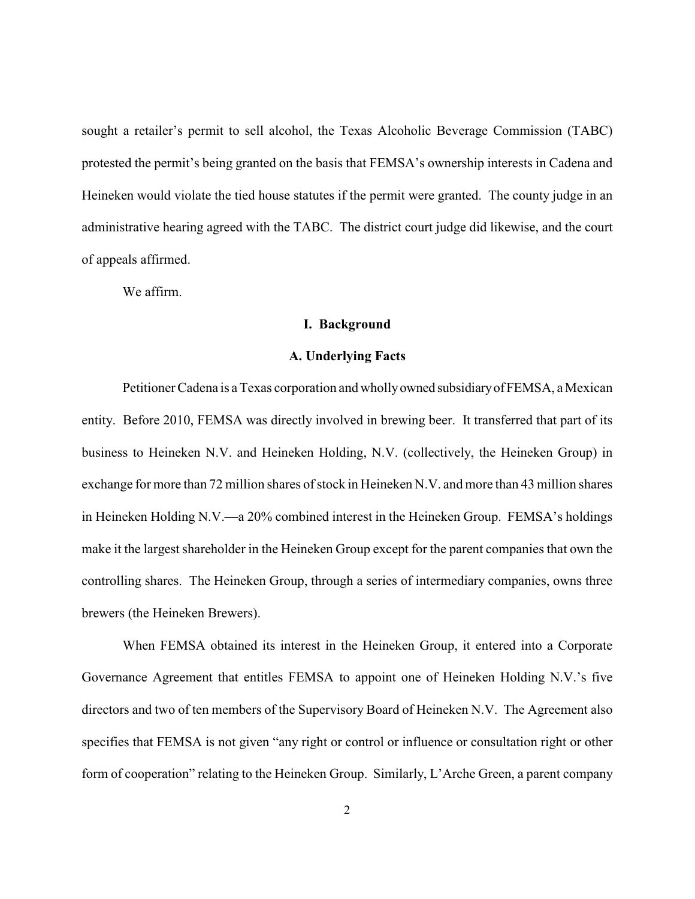sought a retailer's permit to sell alcohol, the Texas Alcoholic Beverage Commission (TABC) protested the permit's being granted on the basis that FEMSA's ownership interests in Cadena and Heineken would violate the tied house statutes if the permit were granted. The county judge in an administrative hearing agreed with the TABC. The district court judge did likewise, and the court of appeals affirmed.

We affirm.

## I. Background

### A. Underlying Facts

Petitioner Cadena is a Texas corporation and wholly owned subsidiary of FEMSA, a Mexican entity. Before 2010, FEMSA was directly involved in brewing beer. It transferred that part of its business to Heineken N.V. and Heineken Holding, N.V. (collectively, the Heineken Group) in exchange for more than 72 million shares of stock in Heineken N.V. and more than 43 million shares in Heineken Holding N.V.—a 20% combined interest in the Heineken Group. FEMSA's holdings make it the largest shareholder in the Heineken Group except for the parent companies that own the controlling shares. The Heineken Group, through a series of intermediary companies, owns three brewers (the Heineken Brewers).

When FEMSA obtained its interest in the Heineken Group, it entered into a Corporate Governance Agreement that entitles FEMSA to appoint one of Heineken Holding N.V.'s five directors and two of ten members of the Supervisory Board of Heineken N.V. The Agreement also specifies that FEMSA is not given "any right or control or influence or consultation right or other form of cooperation" relating to the Heineken Group. Similarly, L'Arche Green, a parent company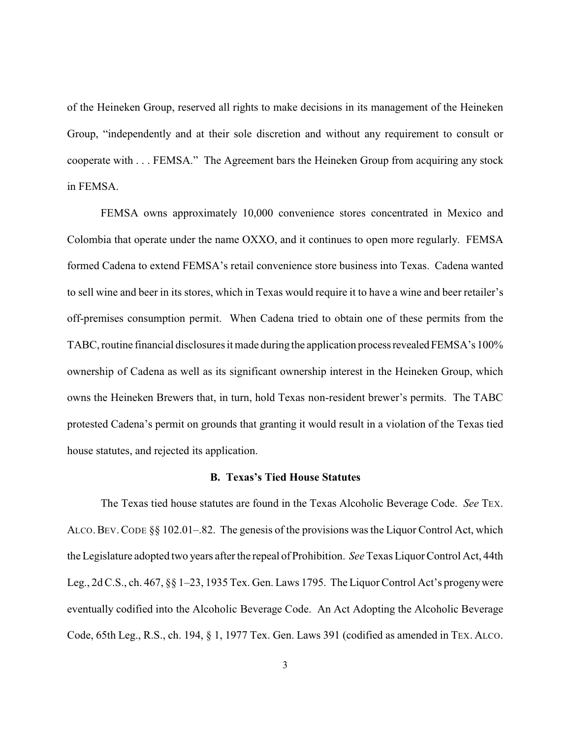of the Heineken Group, reserved all rights to make decisions in its management of the Heineken Group, "independently and at their sole discretion and without any requirement to consult or cooperate with . . . FEMSA." The Agreement bars the Heineken Group from acquiring any stock in FEMSA.

FEMSA owns approximately 10,000 convenience stores concentrated in Mexico and Colombia that operate under the name OXXO, and it continues to open more regularly. FEMSA formed Cadena to extend FEMSA's retail convenience store business into Texas. Cadena wanted to sell wine and beer in its stores, which in Texas would require it to have a wine and beer retailer's off-premises consumption permit. When Cadena tried to obtain one of these permits from the TABC, routine financial disclosures it made during the application process revealed FEMSA's 100% ownership of Cadena as well as its significant ownership interest in the Heineken Group, which owns the Heineken Brewers that, in turn, hold Texas non-resident brewer's permits. The TABC protested Cadena's permit on grounds that granting it would result in a violation of the Texas tied house statutes, and rejected its application.

### B. Texas's Tied House Statutes

The Texas tied house statutes are found in the Texas Alcoholic Beverage Code. *See* TEX. ALCO. BEV. CODE §§ 102.01–.82. The genesis of the provisions was the Liquor Control Act, which the Legislature adopted two years after the repeal of Prohibition. *See* Texas Liquor Control Act, 44th Leg., 2d C.S., ch. 467, §§ 1–23, 1935 Tex. Gen. Laws 1795. The Liquor Control Act's progeny were eventually codified into the Alcoholic Beverage Code. An Act Adopting the Alcoholic Beverage Code, 65th Leg., R.S., ch. 194, § 1, 1977 Tex. Gen. Laws 391 (codified as amended in TEX. ALCO.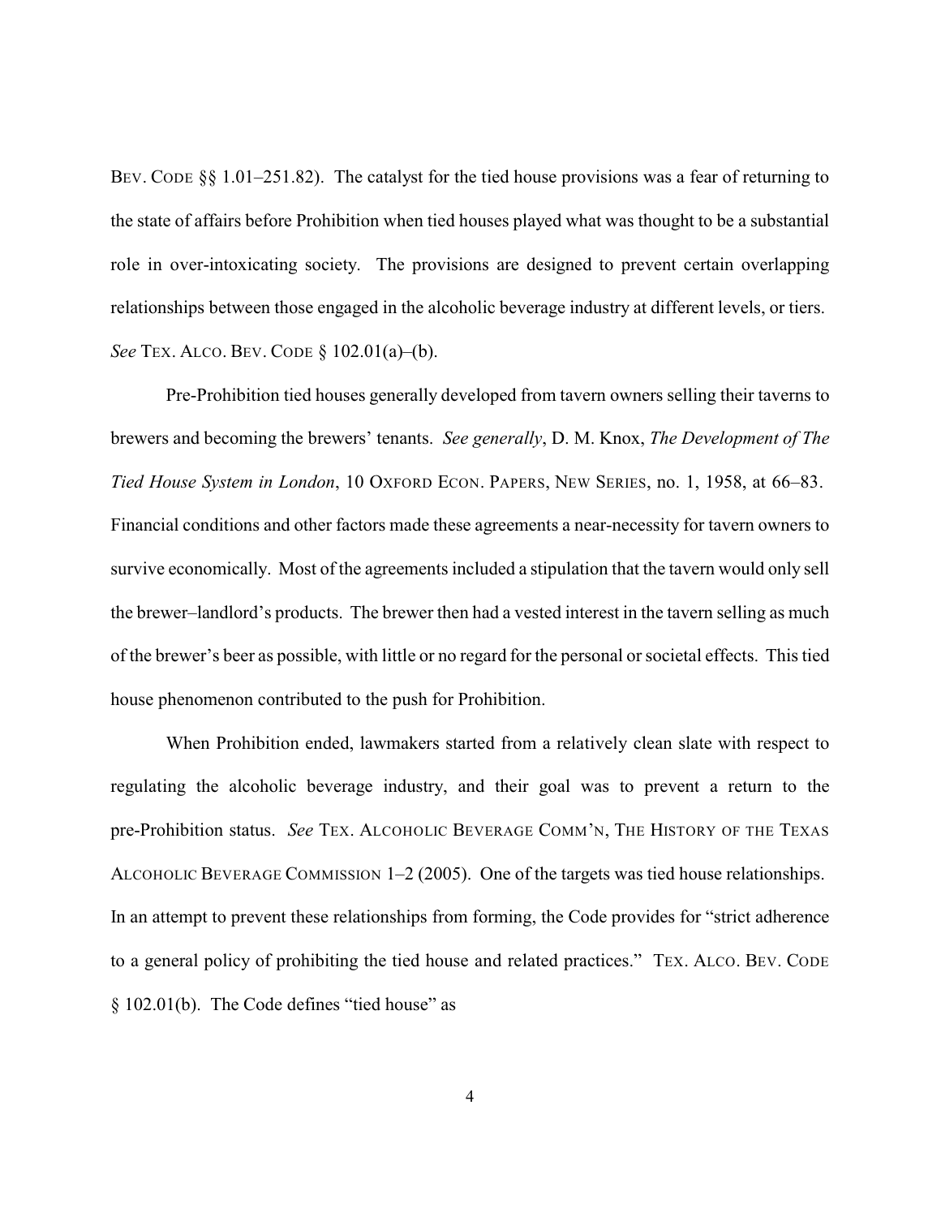BEV. CODE §§ 1.01–251.82). The catalyst for the tied house provisions was a fear of returning to the state of affairs before Prohibition when tied houses played what was thought to be a substantial role in over-intoxicating society. The provisions are designed to prevent certain overlapping relationships between those engaged in the alcoholic beverage industry at different levels, or tiers. *See* TEX. ALCO. BEV. CODE § 102.01(a)–(b).

Pre-Prohibition tied houses generally developed from tavern owners selling their taverns to brewers and becoming the brewers' tenants. *See generally*, D. M. Knox, *The Development of The Tied House System in London*, 10 OXFORD ECON. PAPERS, NEW SERIES, no. 1, 1958, at 66–83. Financial conditions and other factors made these agreements a near-necessity for tavern owners to survive economically. Most of the agreements included a stipulation that the tavern would only sell the brewer–landlord's products. The brewer then had a vested interest in the tavern selling as much of the brewer's beer as possible, with little or no regard for the personal or societal effects. This tied house phenomenon contributed to the push for Prohibition.

When Prohibition ended, lawmakers started from a relatively clean slate with respect to regulating the alcoholic beverage industry, and their goal was to prevent a return to the pre-Prohibition status. *See* TEX. ALCOHOLIC BEVERAGE COMM'N, THE HISTORY OF THE TEXAS ALCOHOLIC BEVERAGE COMMISSION 1–2 (2005). One of the targets was tied house relationships. In an attempt to prevent these relationships from forming, the Code provides for "strict adherence to a general policy of prohibiting the tied house and related practices." TEX. ALCO. BEV. CODE § 102.01(b). The Code defines "tied house" as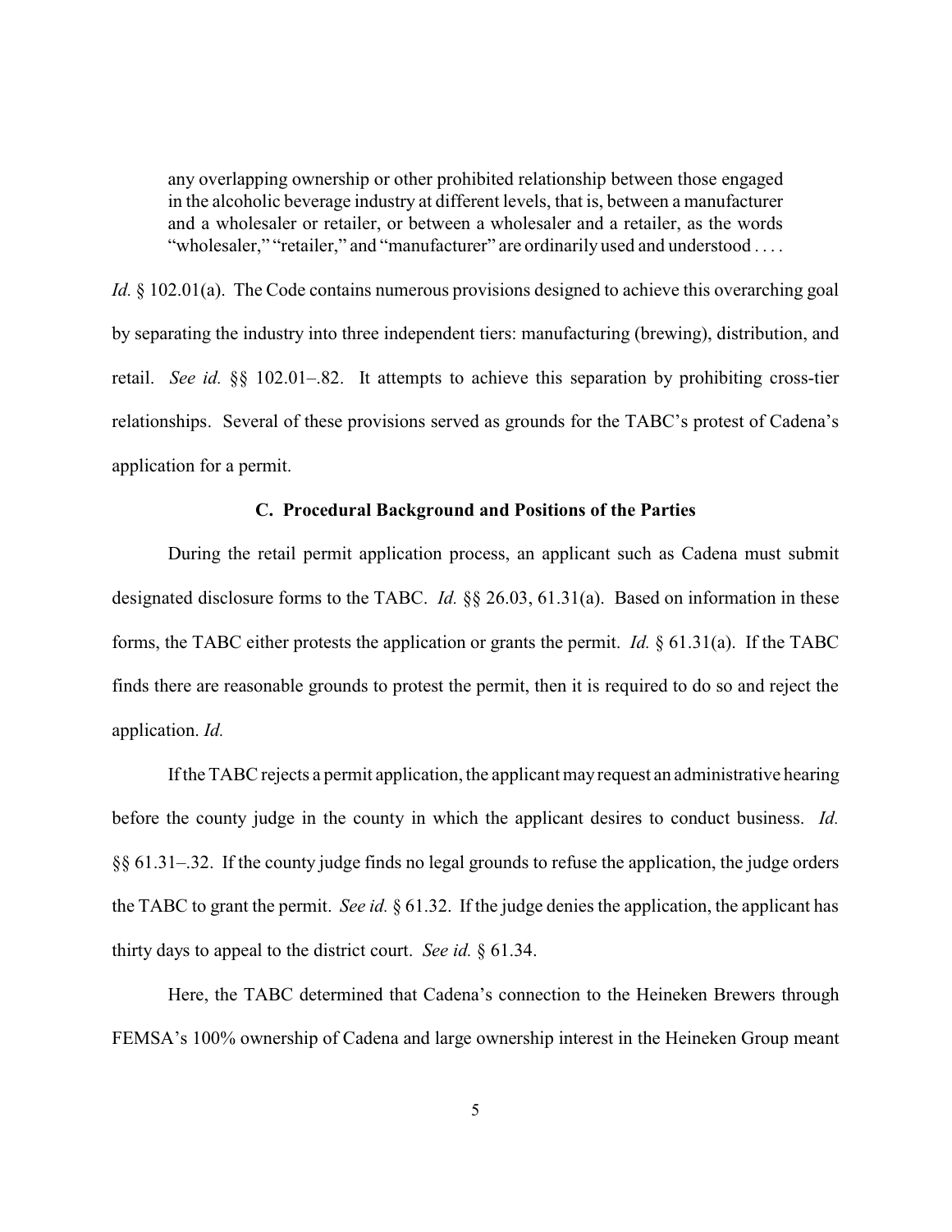> any overlapping ownership or other prohibited relationship between those engaged in the alcoholic beverage industry at different levels, that is, between a manufacturer and a wholesaler or retailer, or between a wholesaler and a retailer, as the words "wholesaler," "retailer," and "manufacturer" are ordinarily used and understood . . . .

*Id.* § 102.01(a). The Code contains numerous provisions designed to achieve this overarching goal by separating the industry into three independent tiers: manufacturing (brewing), distribution, and retail. *See id.* §§ 102.01–.82. It attempts to achieve this separation by prohibiting cross-tier relationships. Several of these provisions served as grounds for the TABC's protest of Cadena's application for a permit.

### C. Procedural Background and Positions of the Parties

During the retail permit application process, an applicant such as Cadena must submit designated disclosure forms to the TABC. *Id.* §§ 26.03, 61.31(a). Based on information in these forms, the TABC either protests the application or grants the permit. *Id.* § 61.31(a). If the TABC finds there are reasonable grounds to protest the permit, then it is required to do so and reject the application. *Id.*

If the TABC rejects a permit application, the applicant may request an administrative hearing before the county judge in the county in which the applicant desires to conduct business. *Id.* §§ 61.31–.32. If the county judge finds no legal grounds to refuse the application, the judge orders the TABC to grant the permit. *See id.* § 61.32. If the judge denies the application, the applicant has thirty days to appeal to the district court. *See id.* § 61.34.

Here, the TABC determined that Cadena's connection to the Heineken Brewers through FEMSA's 100% ownership of Cadena and large ownership interest in the Heineken Group meant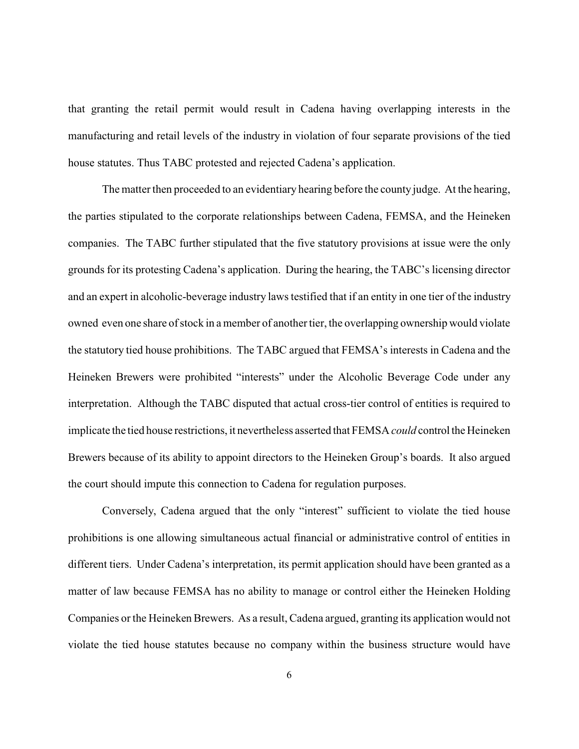that granting the retail permit would result in Cadena having overlapping interests in the manufacturing and retail levels of the industry in violation of four separate provisions of the tied house statutes. Thus TABC protested and rejected Cadena's application.

The matter then proceeded to an evidentiary hearing before the county judge. At the hearing, the parties stipulated to the corporate relationships between Cadena, FEMSA, and the Heineken companies. The TABC further stipulated that the five statutory provisions at issue were the only grounds for its protesting Cadena's application. During the hearing, the TABC's licensing director and an expert in alcoholic-beverage industry laws testified that if an entity in one tier of the industry owned even one share of stock in a member of another tier, the overlapping ownership would violate the statutory tied house prohibitions. The TABC argued that FEMSA's interests in Cadena and the Heineken Brewers were prohibited "interests" under the Alcoholic Beverage Code under any interpretation. Although the TABC disputed that actual cross-tier control of entities is required to implicate the tied house restrictions, it nevertheless asserted that FEMSA *could* control the Heineken Brewers because of its ability to appoint directors to the Heineken Group's boards. It also argued the court should impute this connection to Cadena for regulation purposes.

Conversely, Cadena argued that the only "interest" sufficient to violate the tied house prohibitions is one allowing simultaneous actual financial or administrative control of entities in different tiers. Under Cadena's interpretation, its permit application should have been granted as a matter of law because FEMSA has no ability to manage or control either the Heineken Holding Companies or the Heineken Brewers. As a result, Cadena argued, granting its application would not violate the tied house statutes because no company within the business structure would have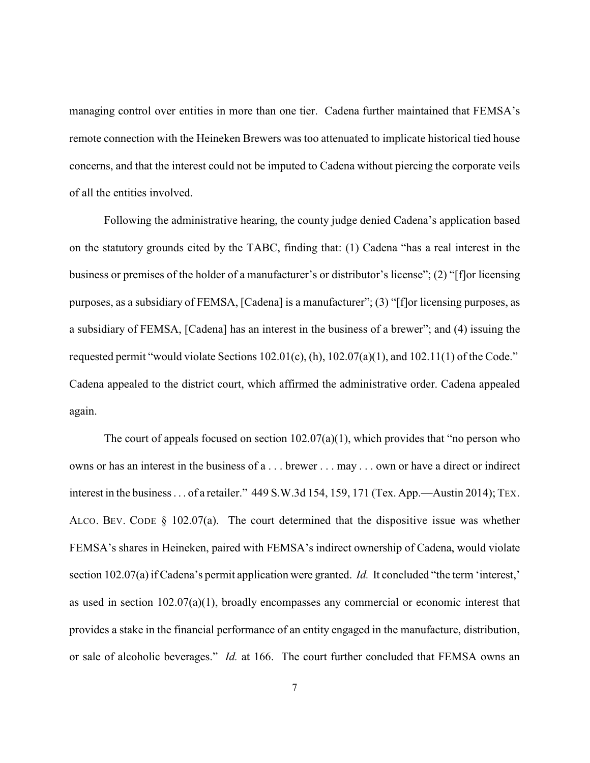managing control over entities in more than one tier. Cadena further maintained that FEMSA's remote connection with the Heineken Brewers was too attenuated to implicate historical tied house concerns, and that the interest could not be imputed to Cadena without piercing the corporate veils of all the entities involved.

Following the administrative hearing, the county judge denied Cadena's application based on the statutory grounds cited by the TABC, finding that: (1) Cadena "has a real interest in the business or premises of the holder of a manufacturer's or distributor's license"; (2) "[f]or licensing purposes, as a subsidiary of FEMSA, [Cadena] is a manufacturer"; (3) "[f]or licensing purposes, as a subsidiary of FEMSA, [Cadena] has an interest in the business of a brewer"; and (4) issuing the requested permit "would violate Sections 102.01(c), (h), 102.07(a)(1), and 102.11(1) of the Code." Cadena appealed to the district court, which affirmed the administrative order. Cadena appealed again.

The court of appeals focused on section 102.07(a)(1), which provides that "no person who owns or has an interest in the business of a . . . brewer . . . may . . . own or have a direct or indirect interest in the business . . . of a retailer." 449 S.W.3d 154, 159, 171 (Tex. App.—Austin 2014); TEX. ALCO. BEV. CODE § 102.07(a). The court determined that the dispositive issue was whether FEMSA's shares in Heineken, paired with FEMSA's indirect ownership of Cadena, would violate section 102.07(a) if Cadena's permit application were granted. *Id.* It concluded "the term 'interest,' as used in section 102.07(a)(1), broadly encompasses any commercial or economic interest that provides a stake in the financial performance of an entity engaged in the manufacture, distribution, or sale of alcoholic beverages." *Id.* at 166. The court further concluded that FEMSA owns an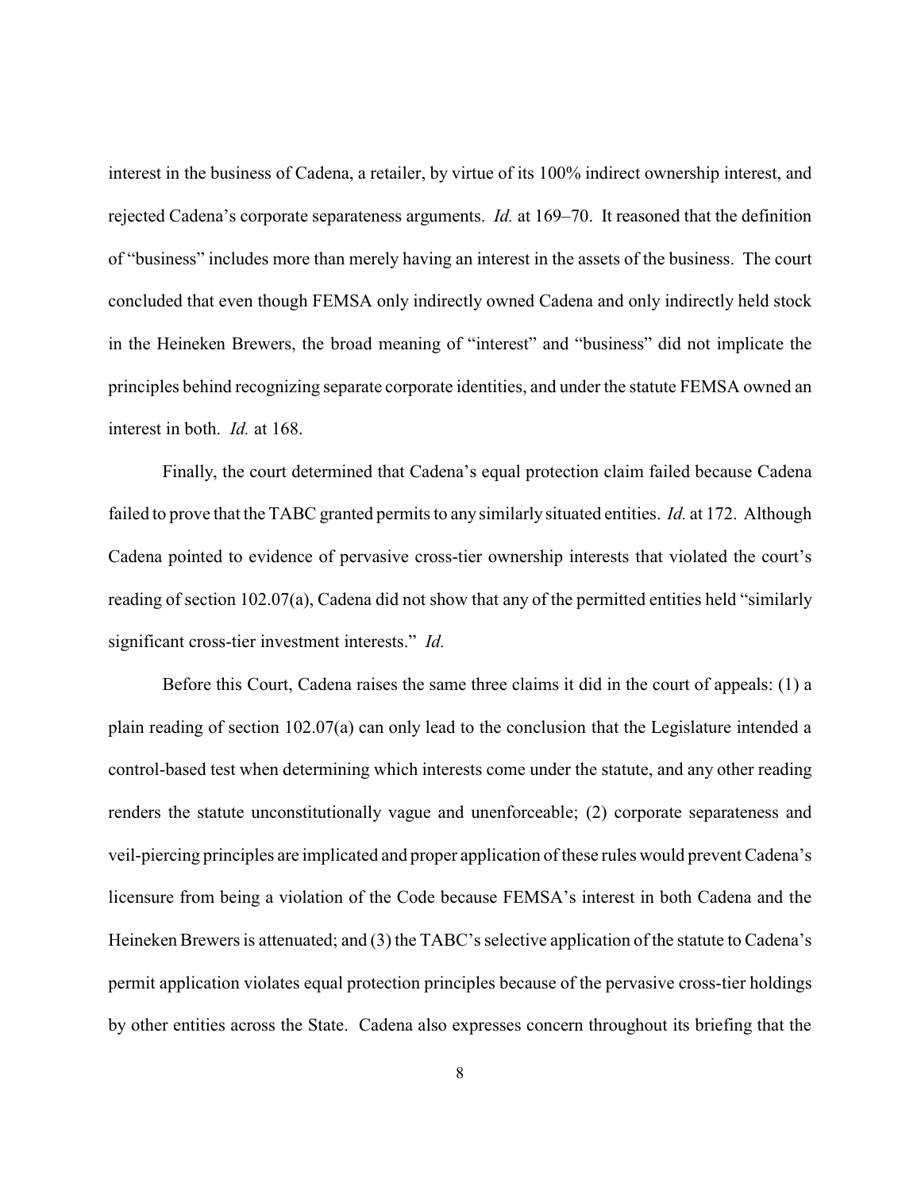interest in the business of Cadena, a retailer, by virtue of its 100% indirect ownership interest, and rejected Cadena's corporate separateness arguments. *Id.* at 169–70. It reasoned that the definition of "business" includes more than merely having an interest in the assets of the business. The court concluded that even though FEMSA only indirectly owned Cadena and only indirectly held stock in the Heineken Brewers, the broad meaning of "interest" and "business" did not implicate the principles behind recognizing separate corporate identities, and under the statute FEMSA owned an interest in both. *Id.* at 168.

Finally, the court determined that Cadena's equal protection claim failed because Cadena failed to prove that the TABC granted permits to any similarly situated entities. *Id.* at 172. Although Cadena pointed to evidence of pervasive cross-tier ownership interests that violated the court's reading of section 102.07(a), Cadena did not show that any of the permitted entities held "similarly significant cross-tier investment interests." *Id.*

Before this Court, Cadena raises the same three claims it did in the court of appeals: (1) a plain reading of section 102.07(a) can only lead to the conclusion that the Legislature intended a control-based test when determining which interests come under the statute, and any other reading renders the statute unconstitutionally vague and unenforceable; (2) corporate separateness and veil-piercing principles are implicated and proper application of these rules would prevent Cadena's licensure from being a violation of the Code because FEMSA's interest in both Cadena and the Heineken Brewers is attenuated; and (3) the TABC's selective application of the statute to Cadena's permit application violates equal protection principles because of the pervasive cross-tier holdings by other entities across the State. Cadena also expresses concern throughout its briefing that the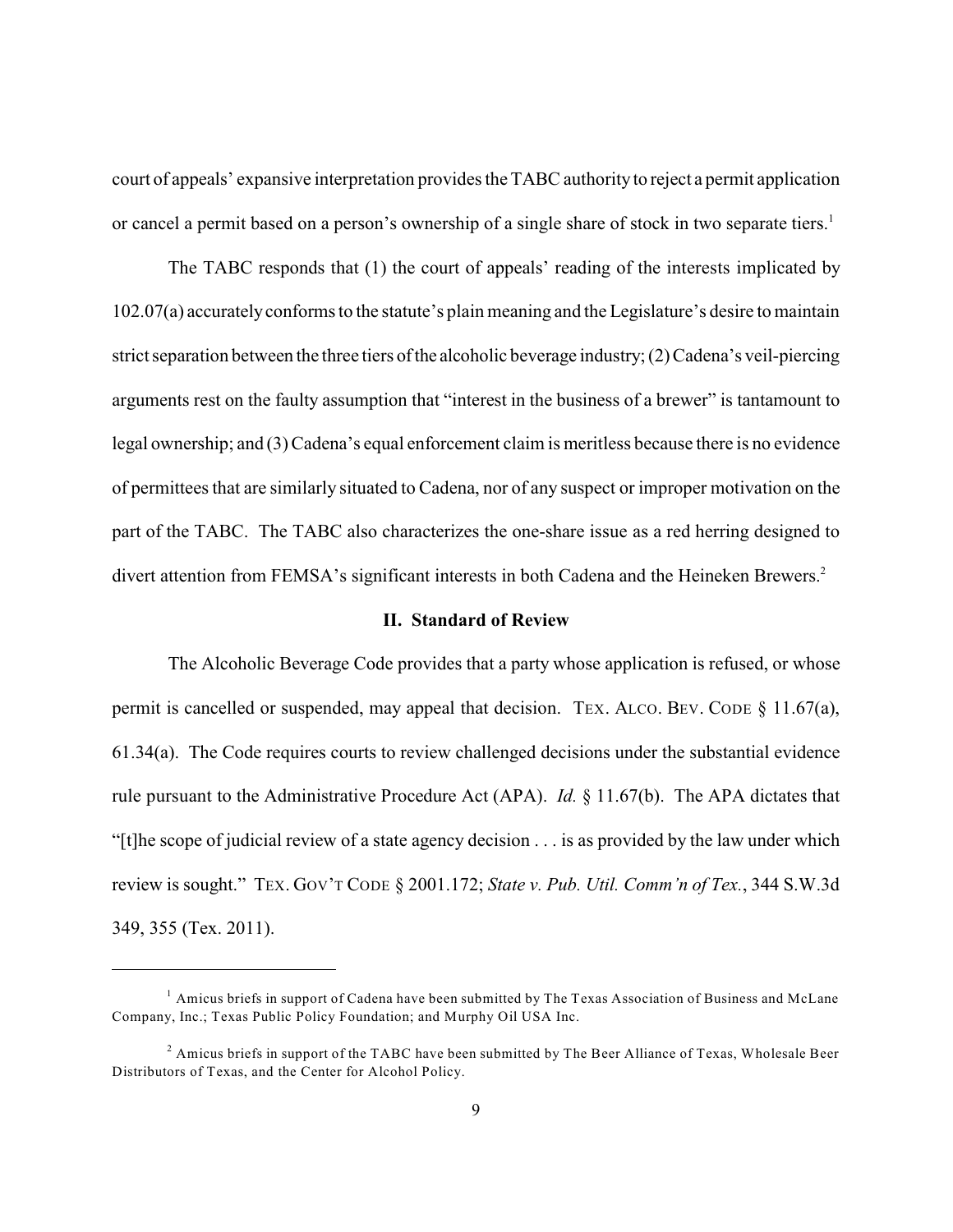court of appeals' expansive interpretation provides the TABC authority to reject a permit application or cancel a permit based on a person's ownership of a single share of stock in two separate tiers.[1]

The TABC responds that (1) the court of appeals' reading of the interests implicated by 102.07(a) accurately conforms to the statute's plain meaning and the Legislature's desire to maintain strict separation between the three tiers of the alcoholic beverage industry; (2) Cadena's veil-piercing arguments rest on the faulty assumption that "interest in the business of a brewer" is tantamount to legal ownership; and (3) Cadena's equal enforcement claim is meritless because there is no evidence of permittees that are similarly situated to Cadena, nor of any suspect or improper motivation on the part of the TABC. The TABC also characterizes the one-share issue as a red herring designed to divert attention from FEMSA's significant interests in both Cadena and the Heineken Brewers.[2]

## II. Standard of Review

The Alcoholic Beverage Code provides that a party whose application is refused, or whose permit is cancelled or suspended, may appeal that decision. TEX. ALCO. BEV. CODE § 11.67(a), 61.34(a). The Code requires courts to review challenged decisions under the substantial evidence rule pursuant to the Administrative Procedure Act (APA). *Id.* § 11.67(b). The APA dictates that "[t]he scope of judicial review of a state agency decision . . . is as provided by the law under which review is sought." TEX. GOV'T CODE § 2001.172; *State v. Pub. Util. Comm'n of Tex.*, 344 S.W.3d 349, 355 (Tex. 2011).

---

[1] Amicus briefs in support of Cadena have been submitted by The Texas Association of Business and McLane Company, Inc.; Texas Public Policy Foundation; and Murphy Oil USA Inc.

[2] Amicus briefs in support of the TABC have been submitted by The Beer Alliance of Texas, Wholesale Beer Distributors of Texas, and the Center for Alcohol Policy.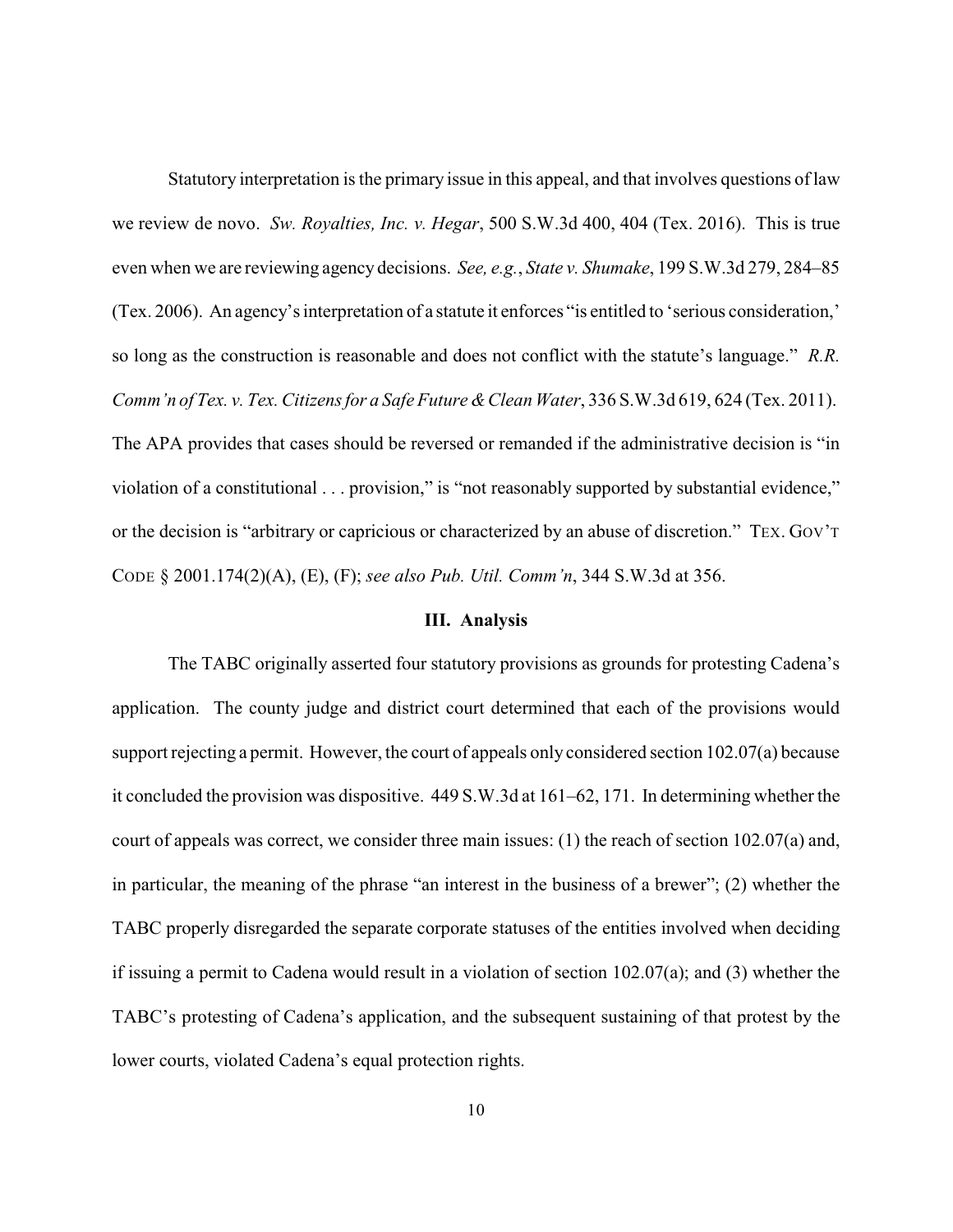Statutory interpretation is the primary issue in this appeal, and that involves questions of law we review de novo. *Sw. Royalties, Inc. v. Hegar*, 500 S.W.3d 400, 404 (Tex. 2016). This is true even when we are reviewing agency decisions. *See, e.g.*, *State v. Shumake*, 199 S.W.3d 279, 284–85 (Tex. 2006). An agency's interpretation of a statute it enforces "is entitled to 'serious consideration,' so long as the construction is reasonable and does not conflict with the statute's language." *R.R. Comm'n of Tex. v. Tex. Citizens for a Safe Future & Clean Water*, 336 S.W.3d 619, 624 (Tex. 2011). The APA provides that cases should be reversed or remanded if the administrative decision is "in violation of a constitutional . . . provision," is "not reasonably supported by substantial evidence," or the decision is "arbitrary or capricious or characterized by an abuse of discretion." TEX. GOV'T CODE § 2001.174(2)(A), (E), (F); *see also Pub. Util. Comm'n*, 344 S.W.3d at 356.

### III. Analysis

The TABC originally asserted four statutory provisions as grounds for protesting Cadena's application. The county judge and district court determined that each of the provisions would support rejecting a permit. However, the court of appeals only considered section 102.07(a) because it concluded the provision was dispositive. 449 S.W.3d at 161–62, 171. In determining whether the court of appeals was correct, we consider three main issues: (1) the reach of section 102.07(a) and, in particular, the meaning of the phrase "an interest in the business of a brewer"; (2) whether the TABC properly disregarded the separate corporate statuses of the entities involved when deciding if issuing a permit to Cadena would result in a violation of section 102.07(a); and (3) whether the TABC's protesting of Cadena's application, and the subsequent sustaining of that protest by the lower courts, violated Cadena's equal protection rights.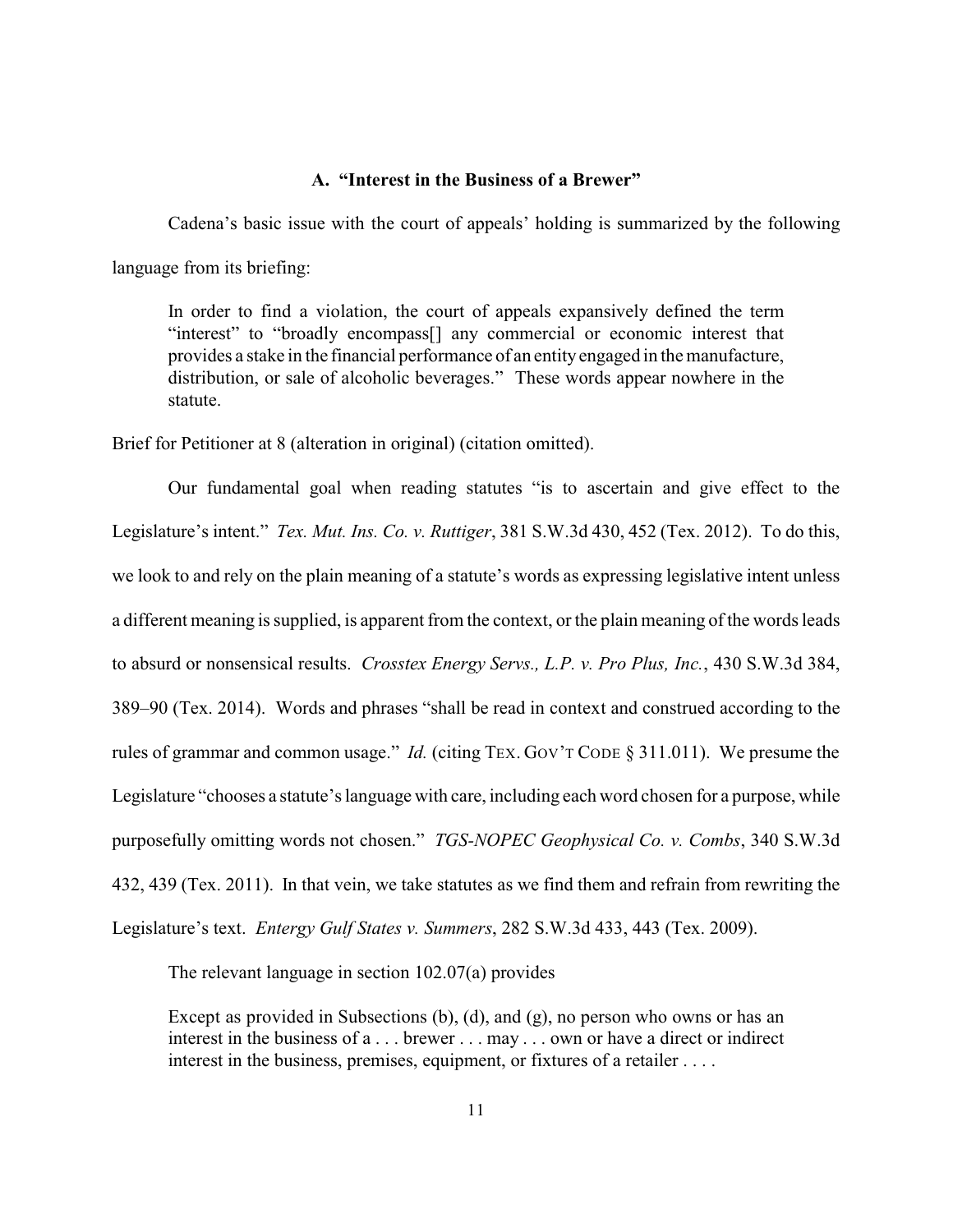### A. "Interest in the Business of a Brewer"

Cadena's basic issue with the court of appeals' holding is summarized by the following language from its briefing:

> In order to find a violation, the court of appeals expansively defined the term "interest" to "broadly encompass[] any commercial or economic interest that provides a stake in the financial performance of an entity engaged in the manufacture, distribution, or sale of alcoholic beverages." These words appear nowhere in the statute.

Brief for Petitioner at 8 (alteration in original) (citation omitted).

Our fundamental goal when reading statutes "is to ascertain and give effect to the Legislature's intent." *Tex. Mut. Ins. Co. v. Ruttiger*, 381 S.W.3d 430, 452 (Tex. 2012). To do this, we look to and rely on the plain meaning of a statute's words as expressing legislative intent unless a different meaning is supplied, is apparent from the context, or the plain meaning of the words leads to absurd or nonsensical results. *Crosstex Energy Servs., L.P. v. Pro Plus, Inc.*, 430 S.W.3d 384, 389–90 (Tex. 2014). Words and phrases "shall be read in context and construed according to the rules of grammar and common usage." *Id.* (citing TEX. GOV'T CODE § 311.011). We presume the Legislature "chooses a statute's language with care, including each word chosen for a purpose, while purposefully omitting words not chosen." *TGS-NOPEC Geophysical Co. v. Combs*, 340 S.W.3d 432, 439 (Tex. 2011). In that vein, we take statutes as we find them and refrain from rewriting the Legislature's text. *Entergy Gulf States v. Summers*, 282 S.W.3d 433, 443 (Tex. 2009).

The relevant language in section 102.07(a) provides

> Except as provided in Subsections (b), (d), and (g), no person who owns or has an interest in the business of a . . . brewer . . . may . . . own or have a direct or indirect interest in the business, premises, equipment, or fixtures of a retailer . . . .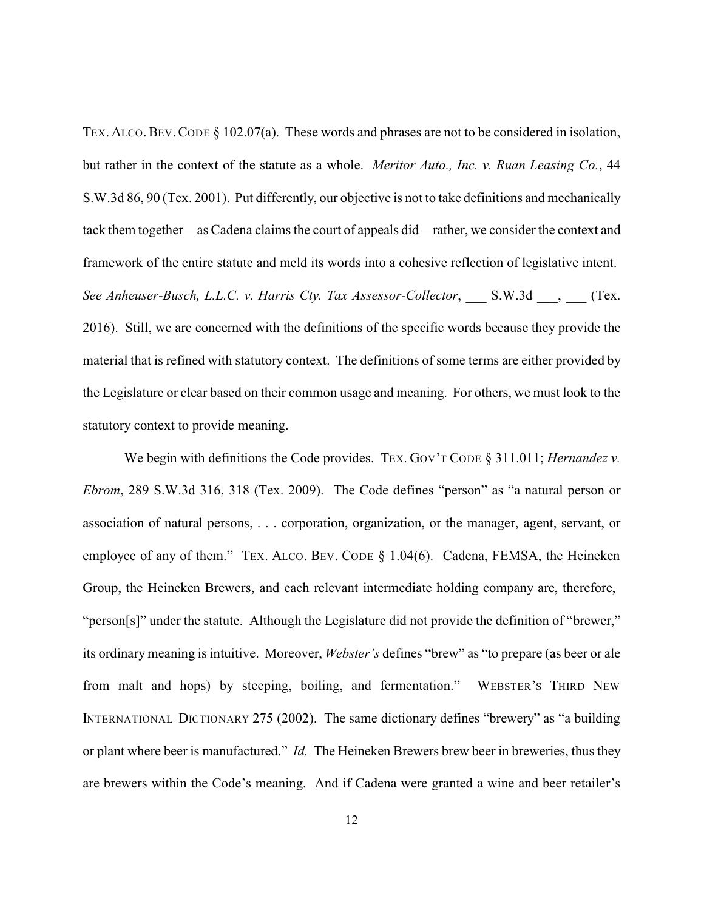TEX. ALCO. BEV. CODE § 102.07(a). These words and phrases are not to be considered in isolation, but rather in the context of the statute as a whole. *Meritor Auto., Inc. v. Ruan Leasing Co.*, 44 S.W.3d 86, 90 (Tex. 2001). Put differently, our objective is not to take definitions and mechanically tack them together—as Cadena claims the court of appeals did—rather, we consider the context and framework of the entire statute and meld its words into a cohesive reflection of legislative intent. *See Anheuser-Busch, L.L.C. v. Harris Cty. Tax Assessor-Collector*, ___ S.W.3d ___, ___ (Tex. 2016). Still, we are concerned with the definitions of the specific words because they provide the material that is refined with statutory context. The definitions of some terms are either provided by the Legislature or clear based on their common usage and meaning. For others, we must look to the statutory context to provide meaning.

We begin with definitions the Code provides. TEX. GOV'T CODE § 311.011; *Hernandez v. Ebrom*, 289 S.W.3d 316, 318 (Tex. 2009). The Code defines "person" as "a natural person or association of natural persons, . . . corporation, organization, or the manager, agent, servant, or employee of any of them." TEX. ALCO. BEV. CODE § 1.04(6). Cadena, FEMSA, the Heineken Group, the Heineken Brewers, and each relevant intermediate holding company are, therefore, "person[s]" under the statute. Although the Legislature did not provide the definition of "brewer," its ordinary meaning is intuitive. Moreover, *Webster's* defines "brew" as "to prepare (as beer or ale from malt and hops) by steeping, boiling, and fermentation." WEBSTER'S THIRD NEW INTERNATIONAL DICTIONARY 275 (2002). The same dictionary defines "brewery" as "a building or plant where beer is manufactured." *Id.* The Heineken Brewers brew beer in breweries, thus they are brewers within the Code's meaning. And if Cadena were granted a wine and beer retailer's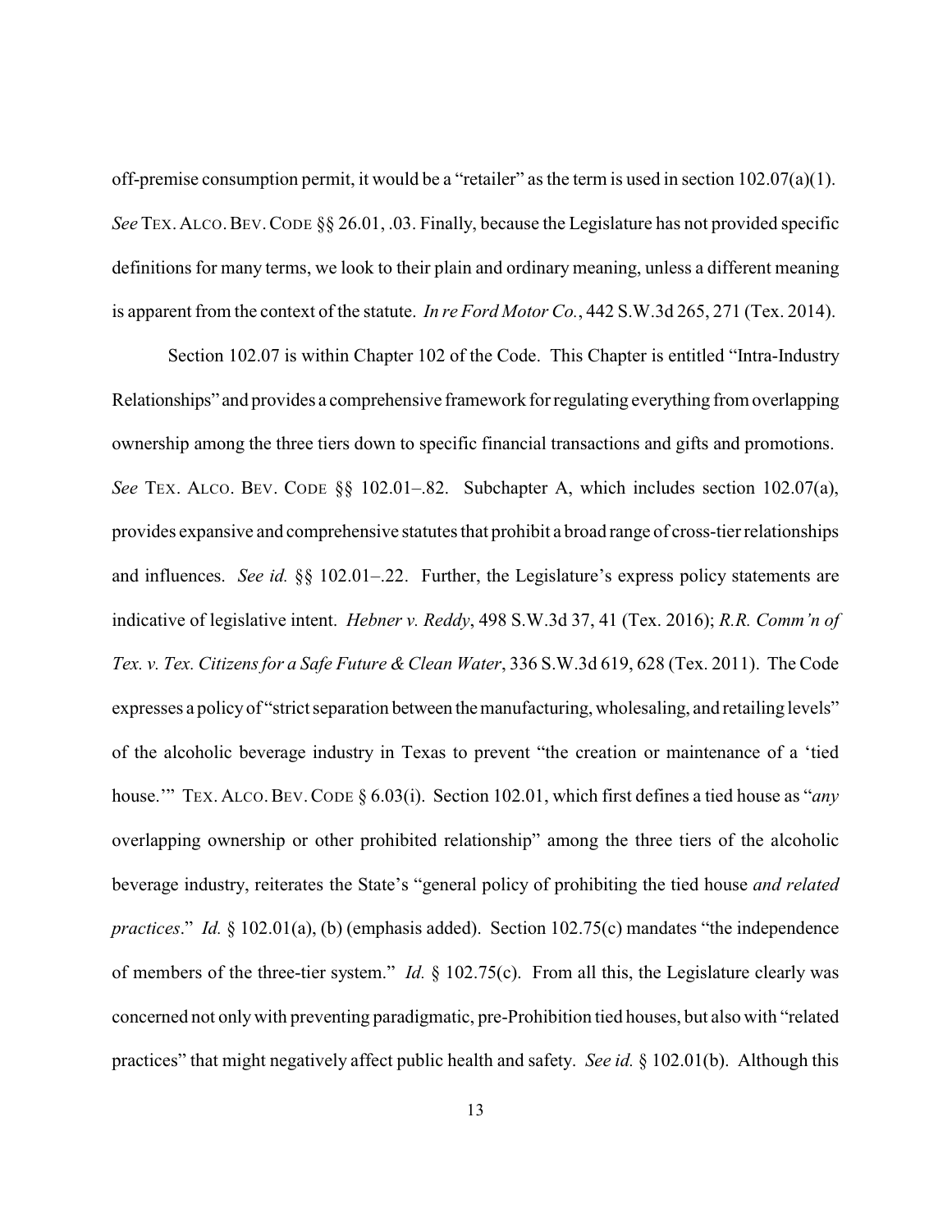off-premise consumption permit, it would be a "retailer" as the term is used in section 102.07(a)(1). *See* TEX. ALCO. BEV. CODE §§ 26.01, .03. Finally, because the Legislature has not provided specific definitions for many terms, we look to their plain and ordinary meaning, unless a different meaning is apparent from the context of the statute. *In re Ford Motor Co.*, 442 S.W.3d 265, 271 (Tex. 2014).

Section 102.07 is within Chapter 102 of the Code. This Chapter is entitled "Intra-Industry Relationships" and provides a comprehensive framework for regulating everything from overlapping ownership among the three tiers down to specific financial transactions and gifts and promotions. *See* TEX. ALCO. BEV. CODE §§ 102.01–.82. Subchapter A, which includes section 102.07(a), provides expansive and comprehensive statutes that prohibit a broad range of cross-tier relationships and influences. *See id.* §§ 102.01–.22. Further, the Legislature's express policy statements are indicative of legislative intent. *Hebner v. Reddy*, 498 S.W.3d 37, 41 (Tex. 2016); *R.R. Comm'n of Tex. v. Tex. Citizens for a Safe Future & Clean Water*, 336 S.W.3d 619, 628 (Tex. 2011). The Code expresses a policy of "strict separation between the manufacturing, wholesaling, and retailing levels" of the alcoholic beverage industry in Texas to prevent "the creation or maintenance of a 'tied house.'" TEX. ALCO. BEV. CODE § 6.03(i). Section 102.01, which first defines a tied house as "*any* overlapping ownership or other prohibited relationship" among the three tiers of the alcoholic beverage industry, reiterates the State's "general policy of prohibiting the tied house *and related practices*." *Id.* § 102.01(a), (b) (emphasis added). Section 102.75(c) mandates "the independence of members of the three-tier system." *Id.* § 102.75(c). From all this, the Legislature clearly was concerned not only with preventing paradigmatic, pre-Prohibition tied houses, but also with "related practices" that might negatively affect public health and safety. *See id.* § 102.01(b). Although this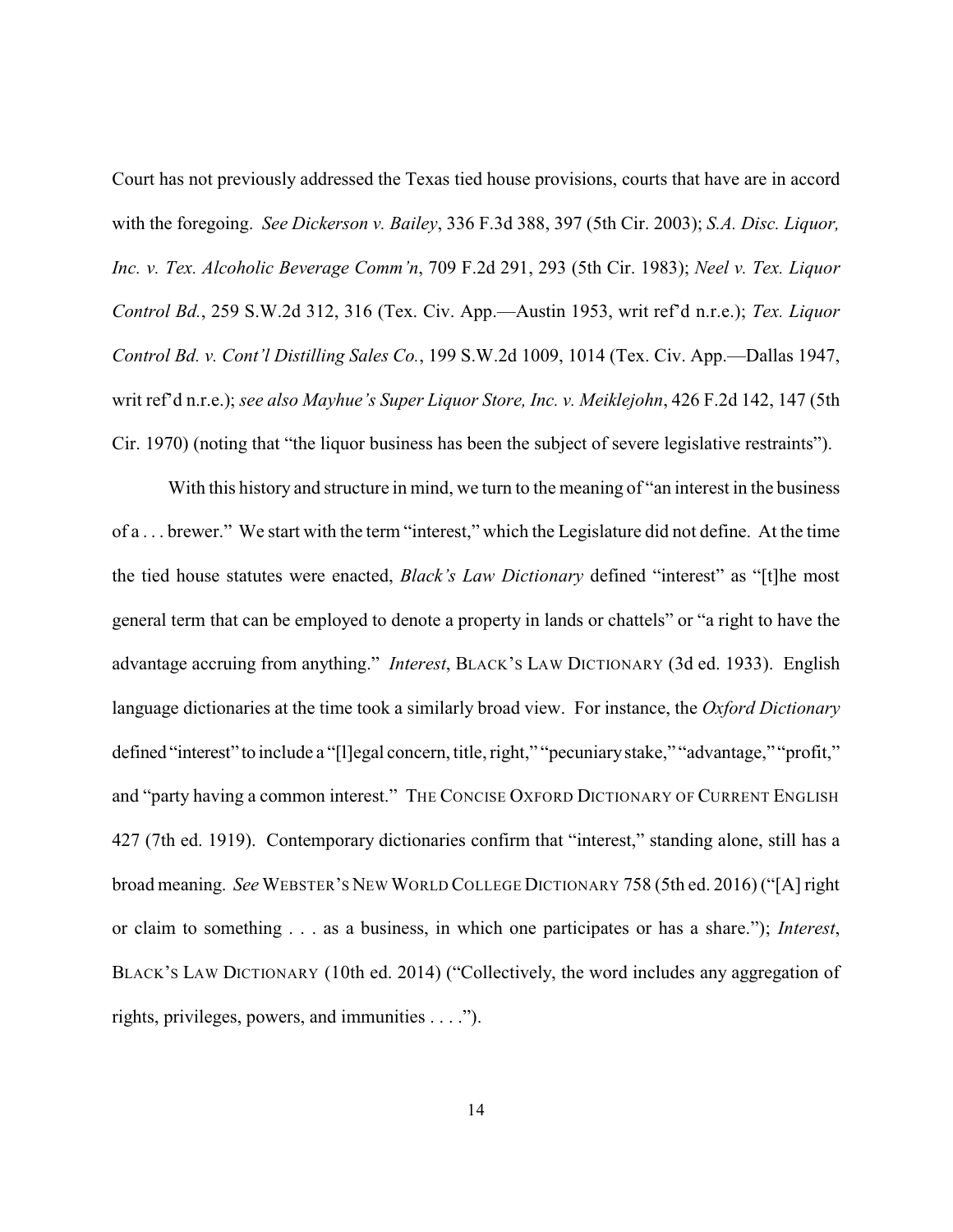Court has not previously addressed the Texas tied house provisions, courts that have are in accord with the foregoing. *See Dickerson v. Bailey*, 336 F.3d 388, 397 (5th Cir. 2003); *S.A. Disc. Liquor, Inc. v. Tex. Alcoholic Beverage Comm'n*, 709 F.2d 291, 293 (5th Cir. 1983); *Neel v. Tex. Liquor Control Bd.*, 259 S.W.2d 312, 316 (Tex. Civ. App.—Austin 1953, writ ref'd n.r.e.); *Tex. Liquor Control Bd. v. Cont'l Distilling Sales Co.*, 199 S.W.2d 1009, 1014 (Tex. Civ. App.—Dallas 1947, writ ref'd n.r.e.); *see also Mayhue's Super Liquor Store, Inc. v. Meiklejohn*, 426 F.2d 142, 147 (5th Cir. 1970) (noting that "the liquor business has been the subject of severe legislative restraints").

With this history and structure in mind, we turn to the meaning of "an interest in the business of a . . . brewer." We start with the term "interest," which the Legislature did not define. At the time the tied house statutes were enacted, *Black's Law Dictionary* defined "interest" as "[t]he most general term that can be employed to denote a property in lands or chattels" or "a right to have the advantage accruing from anything." *Interest*, BLACK'S LAW DICTIONARY (3d ed. 1933). English language dictionaries at the time took a similarly broad view. For instance, the *Oxford Dictionary* defined "interest" to include a "[l]egal concern, title, right," "pecuniary stake," "advantage," "profit," and "party having a common interest." THE CONCISE OXFORD DICTIONARY OF CURRENT ENGLISH 427 (7th ed. 1919). Contemporary dictionaries confirm that "interest," standing alone, still has a broad meaning. *See* WEBSTER'S NEW WORLD COLLEGE DICTIONARY 758 (5th ed. 2016) ("[A] right or claim to something . . . as a business, in which one participates or has a share."); *Interest*, BLACK'S LAW DICTIONARY (10th ed. 2014) ("Collectively, the word includes any aggregation of rights, privileges, powers, and immunities . . . .").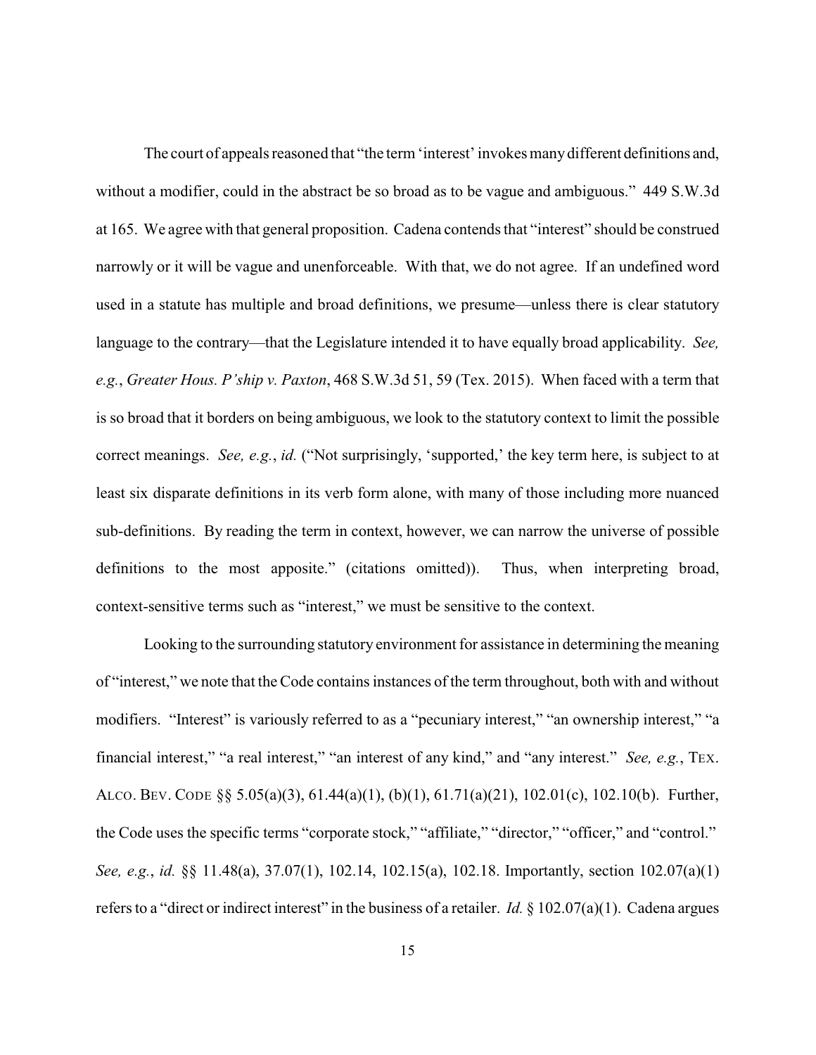The court of appeals reasoned that "the term 'interest' invokes many different definitions and, without a modifier, could in the abstract be so broad as to be vague and ambiguous." 449 S.W.3d at 165. We agree with that general proposition. Cadena contends that "interest" should be construed narrowly or it will be vague and unenforceable. With that, we do not agree. If an undefined word used in a statute has multiple and broad definitions, we presume—unless there is clear statutory language to the contrary—that the Legislature intended it to have equally broad applicability. *See, e.g.*, *Greater Hous. P'ship v. Paxton*, 468 S.W.3d 51, 59 (Tex. 2015). When faced with a term that is so broad that it borders on being ambiguous, we look to the statutory context to limit the possible correct meanings. *See, e.g.*, *id.* ("Not surprisingly, 'supported,' the key term here, is subject to at least six disparate definitions in its verb form alone, with many of those including more nuanced sub-definitions. By reading the term in context, however, we can narrow the universe of possible definitions to the most apposite." (citations omitted)). Thus, when interpreting broad, context-sensitive terms such as "interest," we must be sensitive to the context.

Looking to the surrounding statutory environment for assistance in determining the meaning of "interest," we note that the Code contains instances of the term throughout, both with and without modifiers. "Interest" is variously referred to as a "pecuniary interest," "an ownership interest," "a financial interest," "a real interest," "an interest of any kind," and "any interest." *See, e.g.*, TEX. ALCO. BEV. CODE §§ 5.05(a)(3), 61.44(a)(1), (b)(1), 61.71(a)(21), 102.01(c), 102.10(b). Further, the Code uses the specific terms "corporate stock," "affiliate," "director," "officer," and "control." *See, e.g.*, *id.* §§ 11.48(a), 37.07(1), 102.14, 102.15(a), 102.18. Importantly, section 102.07(a)(1) refers to a "direct or indirect interest" in the business of a retailer. *Id.* § 102.07(a)(1). Cadena argues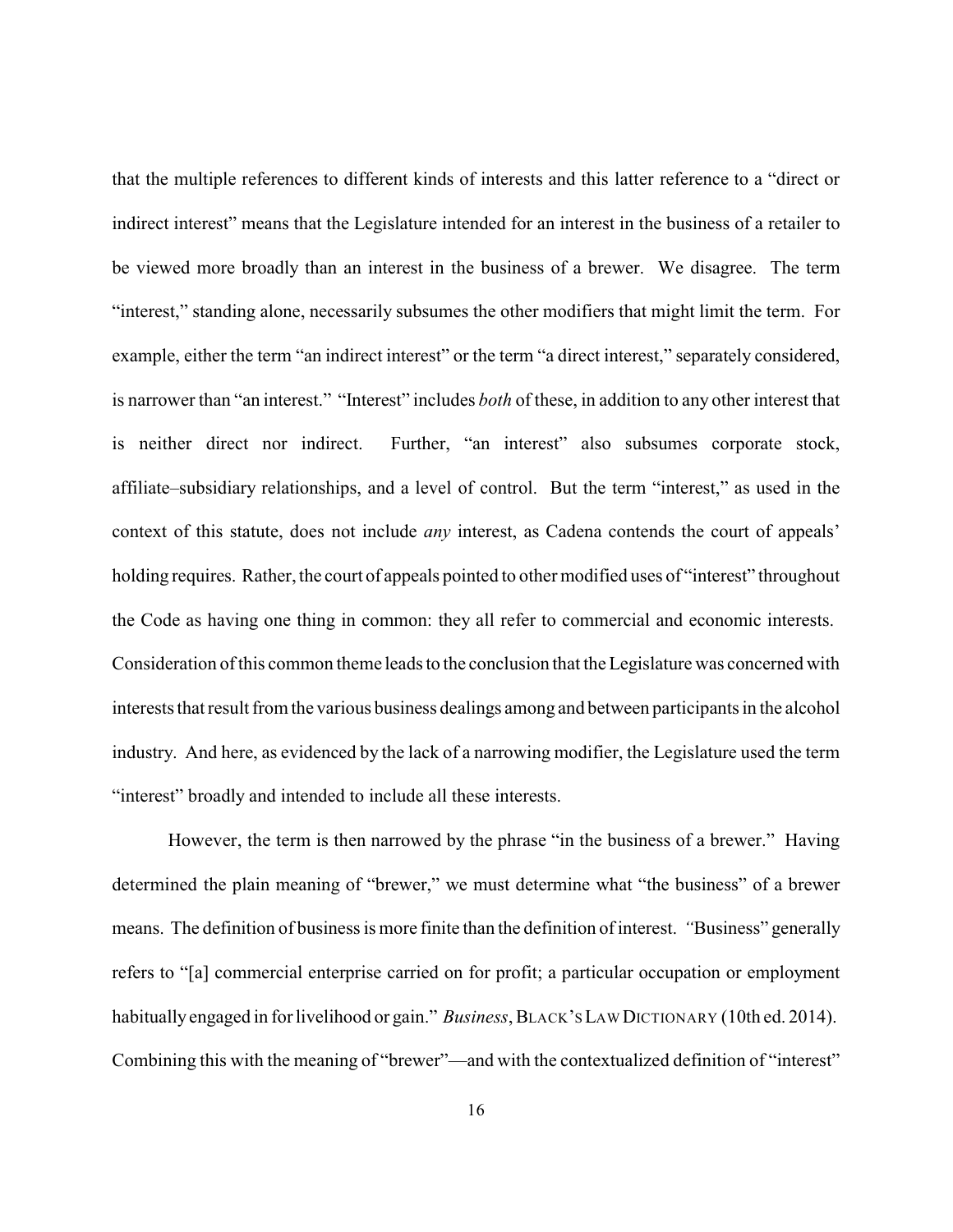that the multiple references to different kinds of interests and this latter reference to a "direct or indirect interest" means that the Legislature intended for an interest in the business of a retailer to be viewed more broadly than an interest in the business of a brewer. We disagree. The term "interest," standing alone, necessarily subsumes the other modifiers that might limit the term. For example, either the term "an indirect interest" or the term "a direct interest," separately considered, is narrower than "an interest." "Interest" includes *both* of these, in addition to any other interest that is neither direct nor indirect. Further, "an interest" also subsumes corporate stock, affiliate–subsidiary relationships, and a level of control. But the term "interest," as used in the context of this statute, does not include *any* interest, as Cadena contends the court of appeals' holding requires. Rather, the court of appeals pointed to other modified uses of "interest" throughout the Code as having one thing in common: they all refer to commercial and economic interests. Consideration of this common theme leads to the conclusion that the Legislature was concerned with interests that result from the various business dealings among and between participants in the alcohol industry. And here, as evidenced by the lack of a narrowing modifier, the Legislature used the term "interest" broadly and intended to include all these interests.

However, the term is then narrowed by the phrase "in the business of a brewer." Having determined the plain meaning of "brewer," we must determine what "the business" of a brewer means. The definition of business is more finite than the definition of interest. "Business" generally refers to "[a] commercial enterprise carried on for profit; a particular occupation or employment habitually engaged in for livelihood or gain." *Business*, BLACK'S LAW DICTIONARY (10th ed. 2014). Combining this with the meaning of "brewer"—and with the contextualized definition of "interest"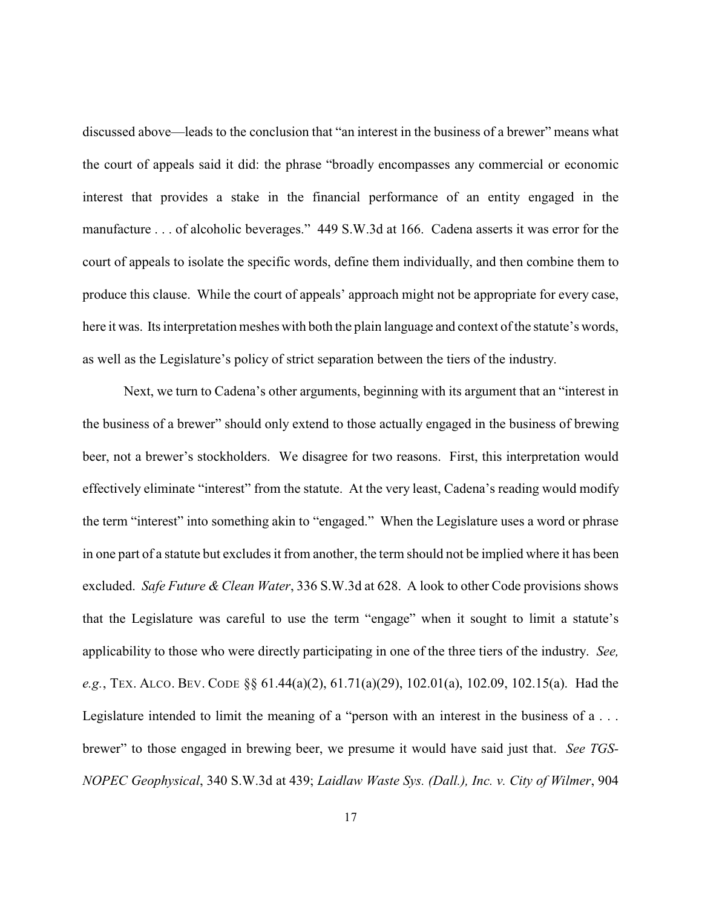discussed above—leads to the conclusion that "an interest in the business of a brewer" means what the court of appeals said it did: the phrase "broadly encompasses any commercial or economic interest that provides a stake in the financial performance of an entity engaged in the manufacture . . . of alcoholic beverages." 449 S.W.3d at 166. Cadena asserts it was error for the court of appeals to isolate the specific words, define them individually, and then combine them to produce this clause. While the court of appeals' approach might not be appropriate for every case, here it was. Its interpretation meshes with both the plain language and context of the statute's words, as well as the Legislature's policy of strict separation between the tiers of the industry.

Next, we turn to Cadena's other arguments, beginning with its argument that an "interest in the business of a brewer" should only extend to those actually engaged in the business of brewing beer, not a brewer's stockholders. We disagree for two reasons. First, this interpretation would effectively eliminate "interest" from the statute. At the very least, Cadena's reading would modify the term "interest" into something akin to "engaged." When the Legislature uses a word or phrase in one part of a statute but excludes it from another, the term should not be implied where it has been excluded. *Safe Future & Clean Water*, 336 S.W.3d at 628. A look to other Code provisions shows that the Legislature was careful to use the term "engage" when it sought to limit a statute's applicability to those who were directly participating in one of the three tiers of the industry. *See, e.g.*, TEX. ALCO. BEV. CODE §§ 61.44(a)(2), 61.71(a)(29), 102.01(a), 102.09, 102.15(a). Had the Legislature intended to limit the meaning of a "person with an interest in the business of a . . . brewer" to those engaged in brewing beer, we presume it would have said just that. *See TGS-NOPEC Geophysical*, 340 S.W.3d at 439; *Laidlaw Waste Sys. (Dall.), Inc. v. City of Wilmer*, 904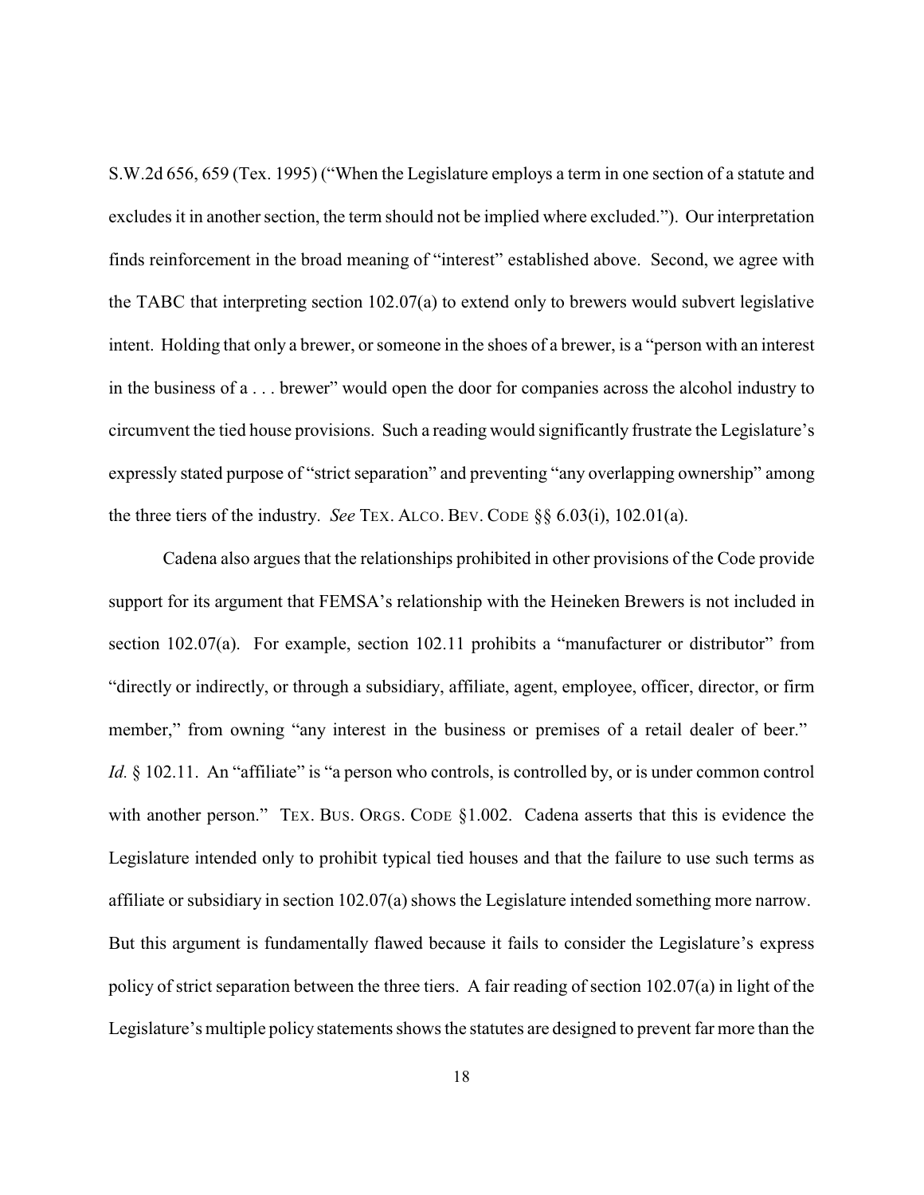S.W.2d 656, 659 (Tex. 1995) ("When the Legislature employs a term in one section of a statute and excludes it in another section, the term should not be implied where excluded."). Our interpretation finds reinforcement in the broad meaning of "interest" established above. Second, we agree with the TABC that interpreting section 102.07(a) to extend only to brewers would subvert legislative intent. Holding that only a brewer, or someone in the shoes of a brewer, is a "person with an interest in the business of a . . . brewer" would open the door for companies across the alcohol industry to circumvent the tied house provisions. Such a reading would significantly frustrate the Legislature's expressly stated purpose of "strict separation" and preventing "any overlapping ownership" among the three tiers of the industry. *See* TEX. ALCO. BEV. CODE §§ 6.03(i), 102.01(a).

Cadena also argues that the relationships prohibited in other provisions of the Code provide support for its argument that FEMSA's relationship with the Heineken Brewers is not included in section 102.07(a). For example, section 102.11 prohibits a "manufacturer or distributor" from "directly or indirectly, or through a subsidiary, affiliate, agent, employee, officer, director, or firm member," from owning "any interest in the business or premises of a retail dealer of beer." *Id.* § 102.11. An "affiliate" is "a person who controls, is controlled by, or is under common control with another person." TEX. BUS. ORGS. CODE §1.002. Cadena asserts that this is evidence the Legislature intended only to prohibit typical tied houses and that the failure to use such terms as affiliate or subsidiary in section 102.07(a) shows the Legislature intended something more narrow. But this argument is fundamentally flawed because it fails to consider the Legislature's express policy of strict separation between the three tiers. A fair reading of section 102.07(a) in light of the Legislature's multiple policy statements shows the statutes are designed to prevent far more than the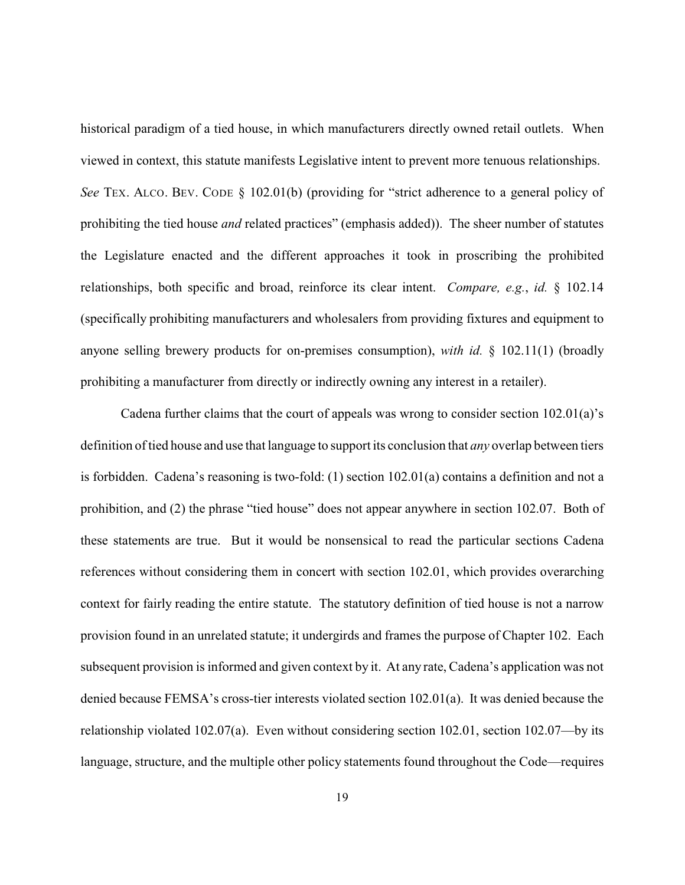historical paradigm of a tied house, in which manufacturers directly owned retail outlets. When viewed in context, this statute manifests Legislative intent to prevent more tenuous relationships. *See* TEX. ALCO. BEV. CODE § 102.01(b) (providing for "strict adherence to a general policy of prohibiting the tied house *and* related practices" (emphasis added)). The sheer number of statutes the Legislature enacted and the different approaches it took in proscribing the prohibited relationships, both specific and broad, reinforce its clear intent. *Compare, e.g.*, *id.* § 102.14 (specifically prohibiting manufacturers and wholesalers from providing fixtures and equipment to anyone selling brewery products for on-premises consumption), *with id.* § 102.11(1) (broadly prohibiting a manufacturer from directly or indirectly owning any interest in a retailer).

Cadena further claims that the court of appeals was wrong to consider section 102.01(a)'s definition of tied house and use that language to support its conclusion that *any* overlap between tiers is forbidden. Cadena's reasoning is two-fold: (1) section 102.01(a) contains a definition and not a prohibition, and (2) the phrase "tied house" does not appear anywhere in section 102.07. Both of these statements are true. But it would be nonsensical to read the particular sections Cadena references without considering them in concert with section 102.01, which provides overarching context for fairly reading the entire statute. The statutory definition of tied house is not a narrow provision found in an unrelated statute; it undergirds and frames the purpose of Chapter 102. Each subsequent provision is informed and given context by it. At any rate, Cadena's application was not denied because FEMSA's cross-tier interests violated section 102.01(a). It was denied because the relationship violated 102.07(a). Even without considering section 102.01, section 102.07—by its language, structure, and the multiple other policy statements found throughout the Code—requires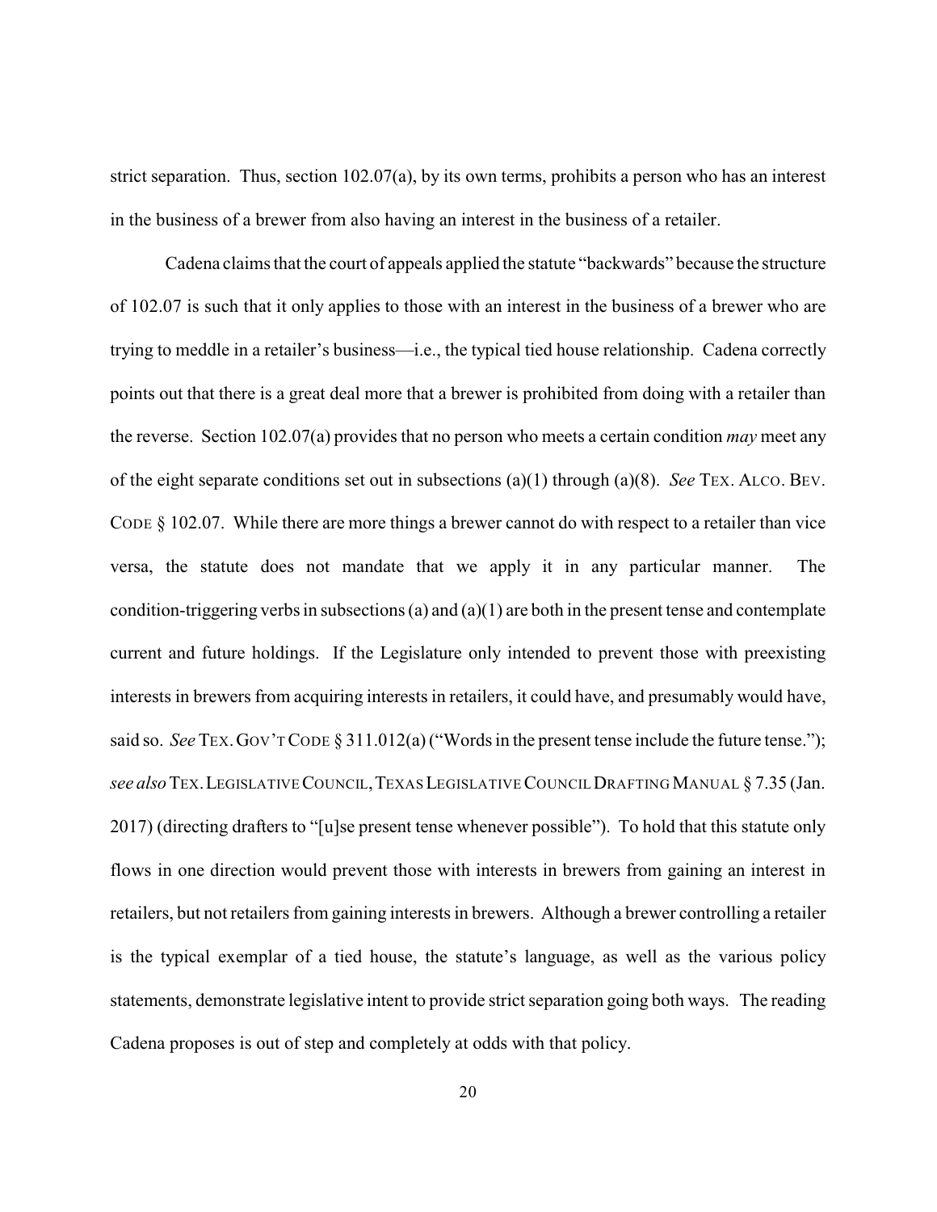strict separation. Thus, section 102.07(a), by its own terms, prohibits a person who has an interest in the business of a brewer from also having an interest in the business of a retailer.

Cadena claims that the court of appeals applied the statute "backwards" because the structure of 102.07 is such that it only applies to those with an interest in the business of a brewer who are trying to meddle in a retailer's business—i.e., the typical tied house relationship. Cadena correctly points out that there is a great deal more that a brewer is prohibited from doing with a retailer than the reverse. Section 102.07(a) provides that no person who meets a certain condition *may* meet any of the eight separate conditions set out in subsections (a)(1) through (a)(8). *See* TEX. ALCO. BEV. CODE § 102.07. While there are more things a brewer cannot do with respect to a retailer than vice versa, the statute does not mandate that we apply it in any particular manner. The condition-triggering verbs in subsections (a) and (a)(1) are both in the present tense and contemplate current and future holdings. If the Legislature only intended to prevent those with preexisting interests in brewers from acquiring interests in retailers, it could have, and presumably would have, said so. *See* TEX. GOV'T CODE § 311.012(a) ("Words in the present tense include the future tense."); *see also* TEX. LEGISLATIVE COUNCIL, TEXAS LEGISLATIVE COUNCIL DRAFTING MANUAL § 7.35 (Jan. 2017) (directing drafters to "[u]se present tense whenever possible"). To hold that this statute only flows in one direction would prevent those with interests in brewers from gaining an interest in retailers, but not retailers from gaining interests in brewers. Although a brewer controlling a retailer is the typical exemplar of a tied house, the statute's language, as well as the various policy statements, demonstrate legislative intent to provide strict separation going both ways. The reading Cadena proposes is out of step and completely at odds with that policy.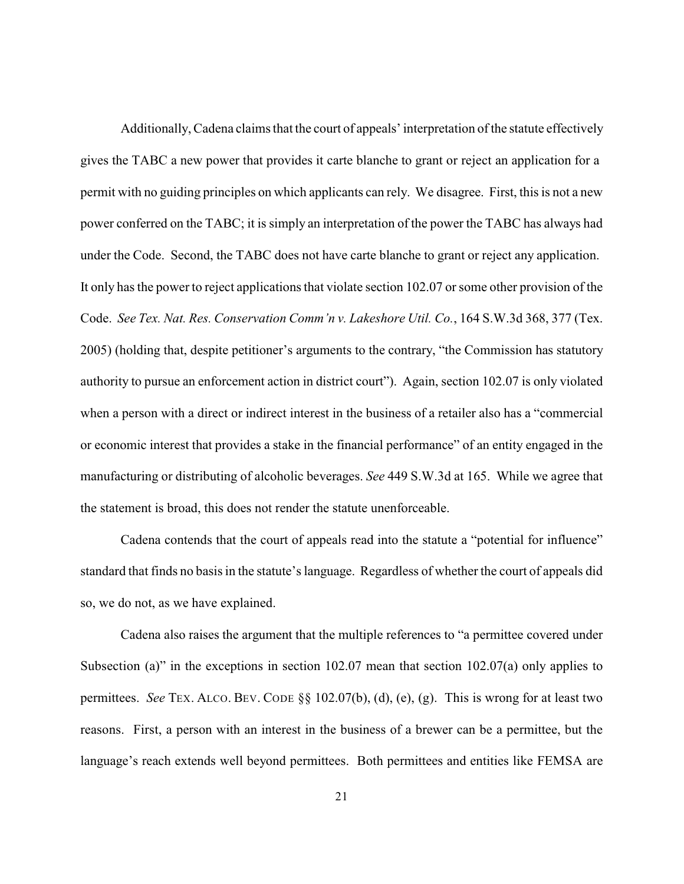Additionally, Cadena claims that the court of appeals' interpretation of the statute effectively gives the TABC a new power that provides it carte blanche to grant or reject an application for a permit with no guiding principles on which applicants can rely. We disagree. First, this is not a new power conferred on the TABC; it is simply an interpretation of the power the TABC has always had under the Code. Second, the TABC does not have carte blanche to grant or reject any application. It only has the power to reject applications that violate section 102.07 or some other provision of the Code. *See Tex. Nat. Res. Conservation Comm'n v. Lakeshore Util. Co.*, 164 S.W.3d 368, 377 (Tex. 2005) (holding that, despite petitioner's arguments to the contrary, "the Commission has statutory authority to pursue an enforcement action in district court"). Again, section 102.07 is only violated when a person with a direct or indirect interest in the business of a retailer also has a "commercial or economic interest that provides a stake in the financial performance" of an entity engaged in the manufacturing or distributing of alcoholic beverages. *See* 449 S.W.3d at 165. While we agree that the statement is broad, this does not render the statute unenforceable.

Cadena contends that the court of appeals read into the statute a "potential for influence" standard that finds no basis in the statute's language. Regardless of whether the court of appeals did so, we do not, as we have explained.

Cadena also raises the argument that the multiple references to "a permittee covered under Subsection (a)" in the exceptions in section 102.07 mean that section 102.07(a) only applies to permittees. *See* TEX. ALCO. BEV. CODE §§ 102.07(b), (d), (e), (g). This is wrong for at least two reasons. First, a person with an interest in the business of a brewer can be a permittee, but the language's reach extends well beyond permittees. Both permittees and entities like FEMSA are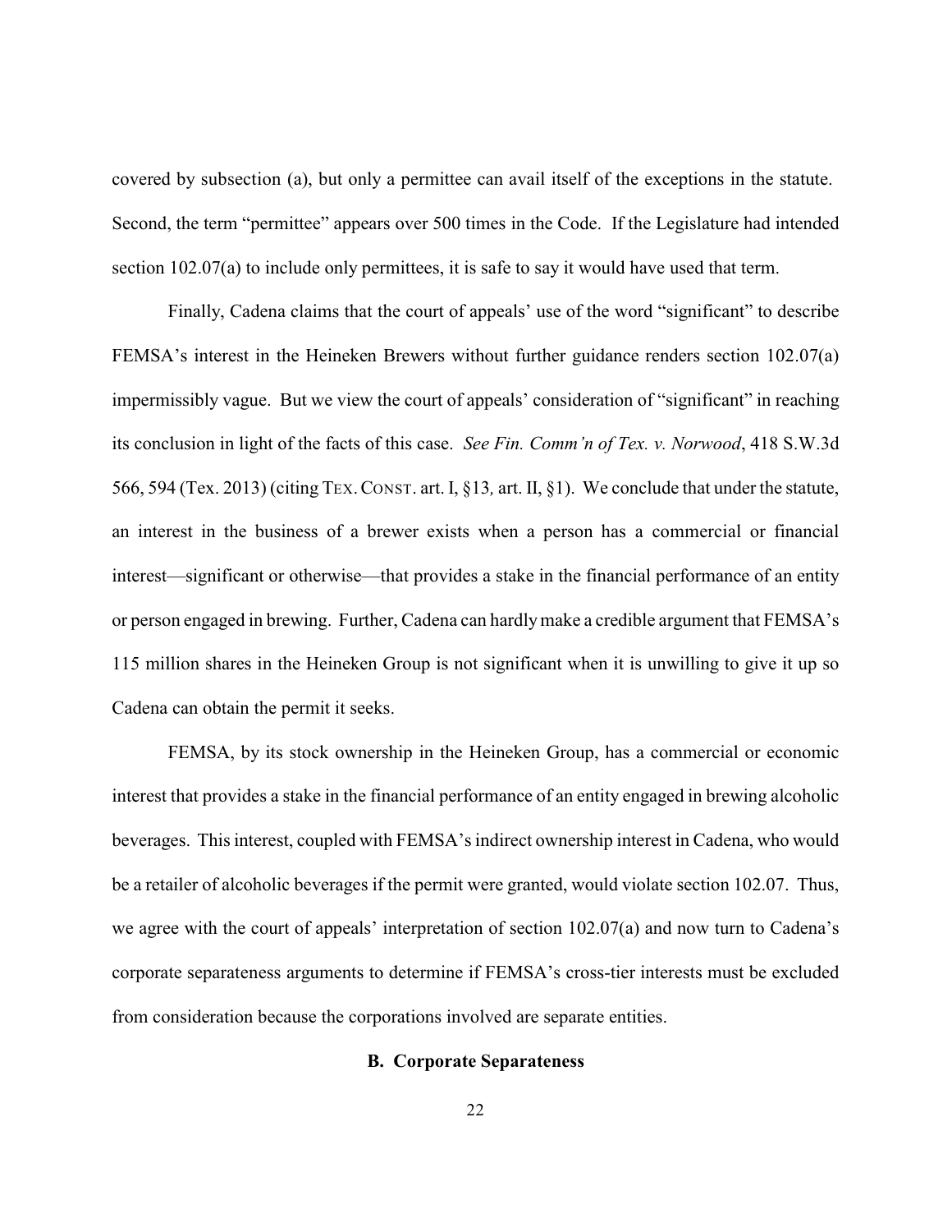covered by subsection (a), but only a permittee can avail itself of the exceptions in the statute. Second, the term "permittee" appears over 500 times in the Code. If the Legislature had intended section 102.07(a) to include only permittees, it is safe to say it would have used that term.

Finally, Cadena claims that the court of appeals' use of the word "significant" to describe FEMSA's interest in the Heineken Brewers without further guidance renders section 102.07(a) impermissibly vague. But we view the court of appeals' consideration of "significant" in reaching its conclusion in light of the facts of this case. *See Fin. Comm'n of Tex. v. Norwood*, 418 S.W.3d 566, 594 (Tex. 2013) (citing TEX. CONST. art. I, §13*,* art. II, §1). We conclude that under the statute, an interest in the business of a brewer exists when a person has a commercial or financial interest—significant or otherwise—that provides a stake in the financial performance of an entity or person engaged in brewing. Further, Cadena can hardly make a credible argument that FEMSA's 115 million shares in the Heineken Group is not significant when it is unwilling to give it up so Cadena can obtain the permit it seeks.

FEMSA, by its stock ownership in the Heineken Group, has a commercial or economic interest that provides a stake in the financial performance of an entity engaged in brewing alcoholic beverages. This interest, coupled with FEMSA's indirect ownership interest in Cadena, who would be a retailer of alcoholic beverages if the permit were granted, would violate section 102.07. Thus, we agree with the court of appeals' interpretation of section 102.07(a) and now turn to Cadena's corporate separateness arguments to determine if FEMSA's cross-tier interests must be excluded from consideration because the corporations involved are separate entities.

### B. Corporate Separateness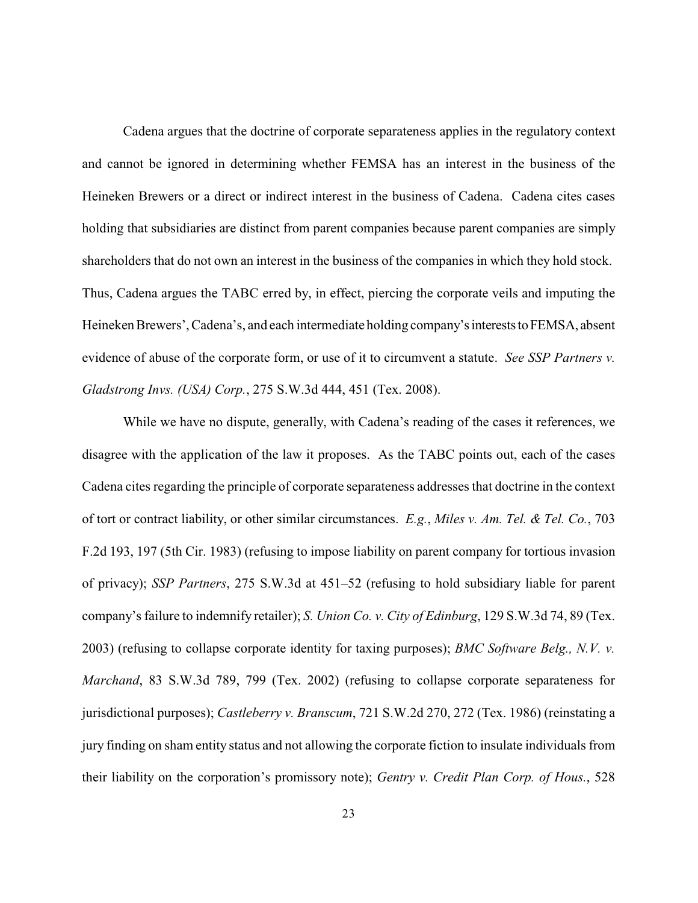Cadena argues that the doctrine of corporate separateness applies in the regulatory context and cannot be ignored in determining whether FEMSA has an interest in the business of the Heineken Brewers or a direct or indirect interest in the business of Cadena. Cadena cites cases holding that subsidiaries are distinct from parent companies because parent companies are simply shareholders that do not own an interest in the business of the companies in which they hold stock. Thus, Cadena argues the TABC erred by, in effect, piercing the corporate veils and imputing the Heineken Brewers', Cadena's, and each intermediate holding company's interests to FEMSA, absent evidence of abuse of the corporate form, or use of it to circumvent a statute. *See SSP Partners v. Gladstrong Invs. (USA) Corp.*, 275 S.W.3d 444, 451 (Tex. 2008).

While we have no dispute, generally, with Cadena's reading of the cases it references, we disagree with the application of the law it proposes. As the TABC points out, each of the cases Cadena cites regarding the principle of corporate separateness addresses that doctrine in the context of tort or contract liability, or other similar circumstances. *E.g.*, *Miles v. Am. Tel. & Tel. Co.*, 703 F.2d 193, 197 (5th Cir. 1983) (refusing to impose liability on parent company for tortious invasion of privacy); *SSP Partners*, 275 S.W.3d at 451–52 (refusing to hold subsidiary liable for parent company's failure to indemnify retailer); *S. Union Co. v. City of Edinburg*, 129 S.W.3d 74, 89 (Tex. 2003) (refusing to collapse corporate identity for taxing purposes); *BMC Software Belg., N.V. v. Marchand*, 83 S.W.3d 789, 799 (Tex. 2002) (refusing to collapse corporate separateness for jurisdictional purposes); *Castleberry v. Branscum*, 721 S.W.2d 270, 272 (Tex. 1986) (reinstating a jury finding on sham entity status and not allowing the corporate fiction to insulate individuals from their liability on the corporation's promissory note); *Gentry v. Credit Plan Corp. of Hous.*, 528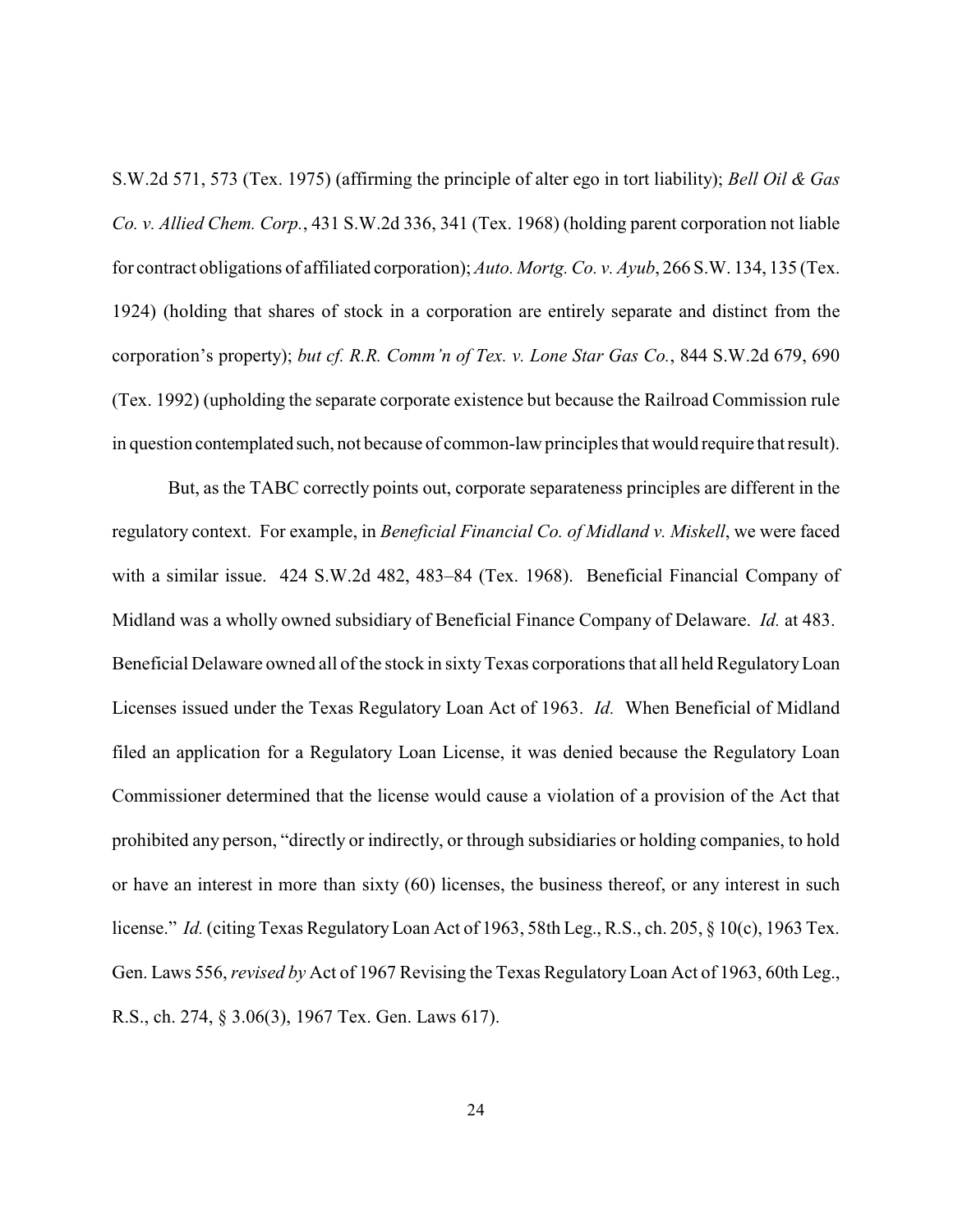S.W.2d 571, 573 (Tex. 1975) (affirming the principle of alter ego in tort liability); *Bell Oil & Gas Co. v. Allied Chem. Corp.*, 431 S.W.2d 336, 341 (Tex. 1968) (holding parent corporation not liable for contract obligations of affiliated corporation); *Auto. Mortg. Co. v. Ayub*, 266 S.W. 134, 135 (Tex. 1924) (holding that shares of stock in a corporation are entirely separate and distinct from the corporation's property); *but cf. R.R. Comm'n of Tex. v. Lone Star Gas Co.*, 844 S.W.2d 679, 690 (Tex. 1992) (upholding the separate corporate existence but because the Railroad Commission rule in question contemplated such, not because of common-law principles that would require that result).

But, as the TABC correctly points out, corporate separateness principles are different in the regulatory context. For example, in *Beneficial Financial Co. of Midland v. Miskell*, we were faced with a similar issue. 424 S.W.2d 482, 483–84 (Tex. 1968). Beneficial Financial Company of Midland was a wholly owned subsidiary of Beneficial Finance Company of Delaware. *Id.* at 483. Beneficial Delaware owned all of the stock in sixty Texas corporations that all held Regulatory Loan Licenses issued under the Texas Regulatory Loan Act of 1963. *Id.* When Beneficial of Midland filed an application for a Regulatory Loan License, it was denied because the Regulatory Loan Commissioner determined that the license would cause a violation of a provision of the Act that prohibited any person, "directly or indirectly, or through subsidiaries or holding companies, to hold or have an interest in more than sixty (60) licenses, the business thereof, or any interest in such license." *Id.* (citing Texas Regulatory Loan Act of 1963, 58th Leg., R.S., ch. 205, § 10(c), 1963 Tex. Gen. Laws 556, *revised by* Act of 1967 Revising the Texas Regulatory Loan Act of 1963, 60th Leg., R.S., ch. 274, § 3.06(3), 1967 Tex. Gen. Laws 617).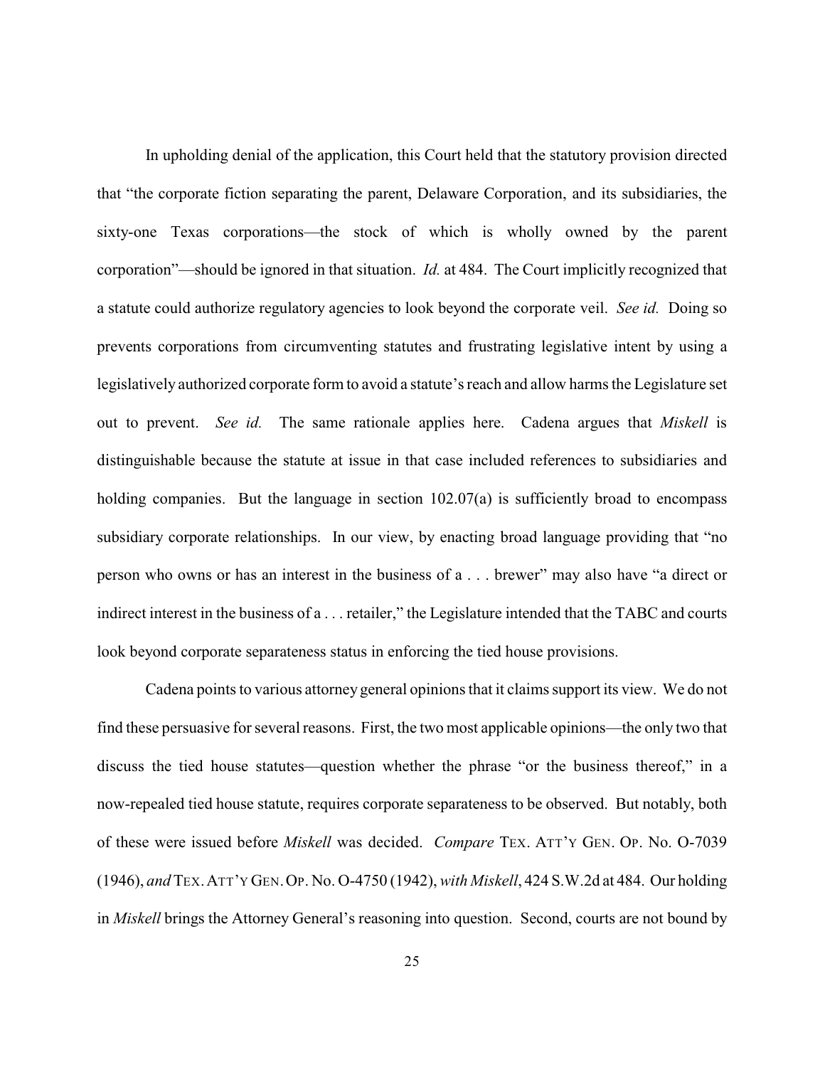In upholding denial of the application, this Court held that the statutory provision directed that "the corporate fiction separating the parent, Delaware Corporation, and its subsidiaries, the sixty-one Texas corporations—the stock of which is wholly owned by the parent corporation"—should be ignored in that situation. *Id.* at 484. The Court implicitly recognized that a statute could authorize regulatory agencies to look beyond the corporate veil. *See id.* Doing so prevents corporations from circumventing statutes and frustrating legislative intent by using a legislatively authorized corporate form to avoid a statute's reach and allow harms the Legislature set out to prevent. *See id.* The same rationale applies here. Cadena argues that *Miskell* is distinguishable because the statute at issue in that case included references to subsidiaries and holding companies. But the language in section 102.07(a) is sufficiently broad to encompass subsidiary corporate relationships. In our view, by enacting broad language providing that "no person who owns or has an interest in the business of a . . . brewer" may also have "a direct or indirect interest in the business of a . . . retailer," the Legislature intended that the TABC and courts look beyond corporate separateness status in enforcing the tied house provisions.

Cadena points to various attorney general opinions that it claims support its view. We do not find these persuasive for several reasons. First, the two most applicable opinions—the only two that discuss the tied house statutes—question whether the phrase "or the business thereof," in a now-repealed tied house statute, requires corporate separateness to be observed. But notably, both of these were issued before *Miskell* was decided. *Compare* TEX. ATT'Y GEN. OP. No. O-7039 (1946), *and* TEX. ATT'Y GEN. OP. No. O-4750 (1942), *with Miskell*, 424 S.W.2d at 484. Our holding in *Miskell* brings the Attorney General's reasoning into question. Second, courts are not bound by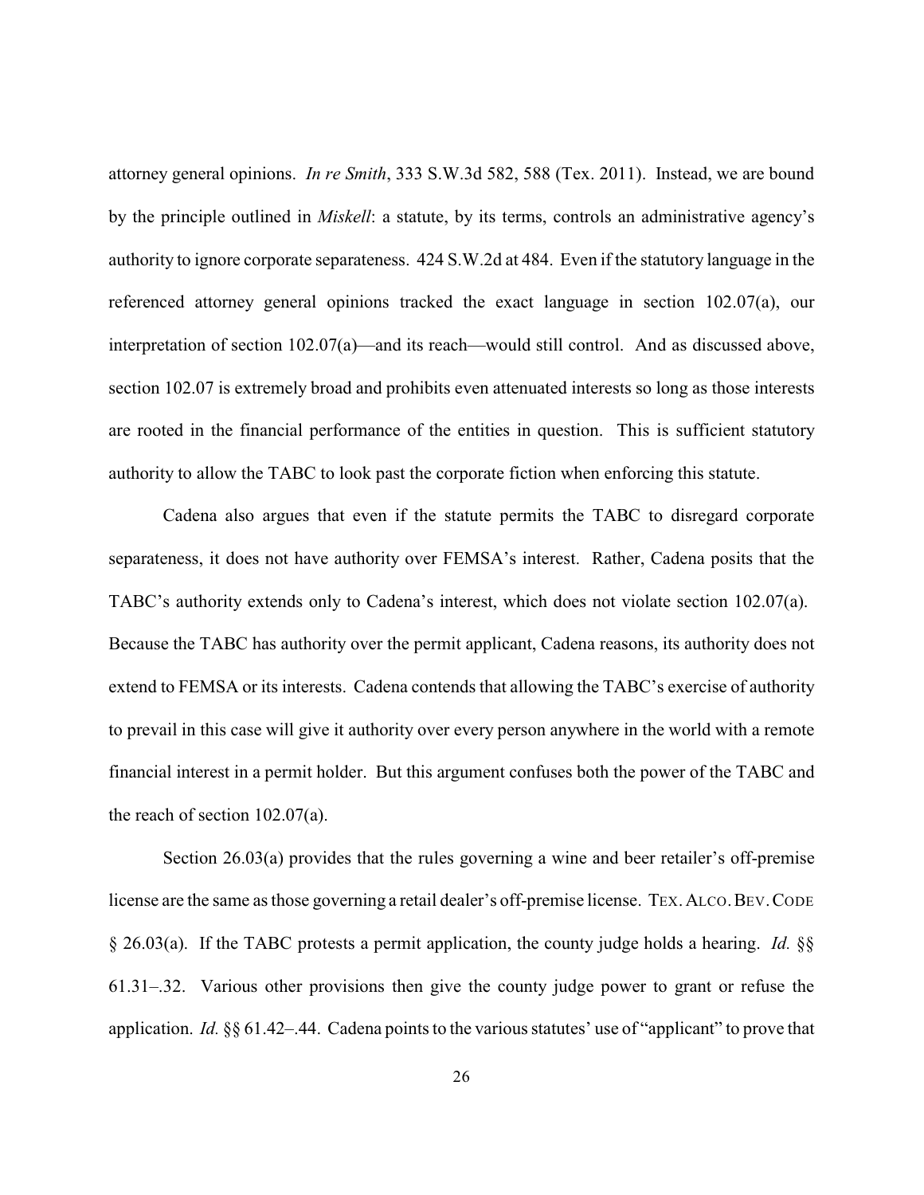attorney general opinions. *In re Smith*, 333 S.W.3d 582, 588 (Tex. 2011). Instead, we are bound by the principle outlined in *Miskell*: a statute, by its terms, controls an administrative agency's authority to ignore corporate separateness. 424 S.W.2d at 484. Even if the statutory language in the referenced attorney general opinions tracked the exact language in section 102.07(a), our interpretation of section 102.07(a)—and its reach—would still control. And as discussed above, section 102.07 is extremely broad and prohibits even attenuated interests so long as those interests are rooted in the financial performance of the entities in question. This is sufficient statutory authority to allow the TABC to look past the corporate fiction when enforcing this statute.

Cadena also argues that even if the statute permits the TABC to disregard corporate separateness, it does not have authority over FEMSA's interest. Rather, Cadena posits that the TABC's authority extends only to Cadena's interest, which does not violate section 102.07(a). Because the TABC has authority over the permit applicant, Cadena reasons, its authority does not extend to FEMSA or its interests. Cadena contends that allowing the TABC's exercise of authority to prevail in this case will give it authority over every person anywhere in the world with a remote financial interest in a permit holder. But this argument confuses both the power of the TABC and the reach of section 102.07(a).

Section 26.03(a) provides that the rules governing a wine and beer retailer's off-premise license are the same as those governing a retail dealer's off-premise license. TEX. ALCO. BEV. CODE § 26.03(a). If the TABC protests a permit application, the county judge holds a hearing. *Id.* §§ 61.31–.32. Various other provisions then give the county judge power to grant or refuse the application. *Id.* §§ 61.42–.44. Cadena points to the various statutes' use of "applicant" to prove that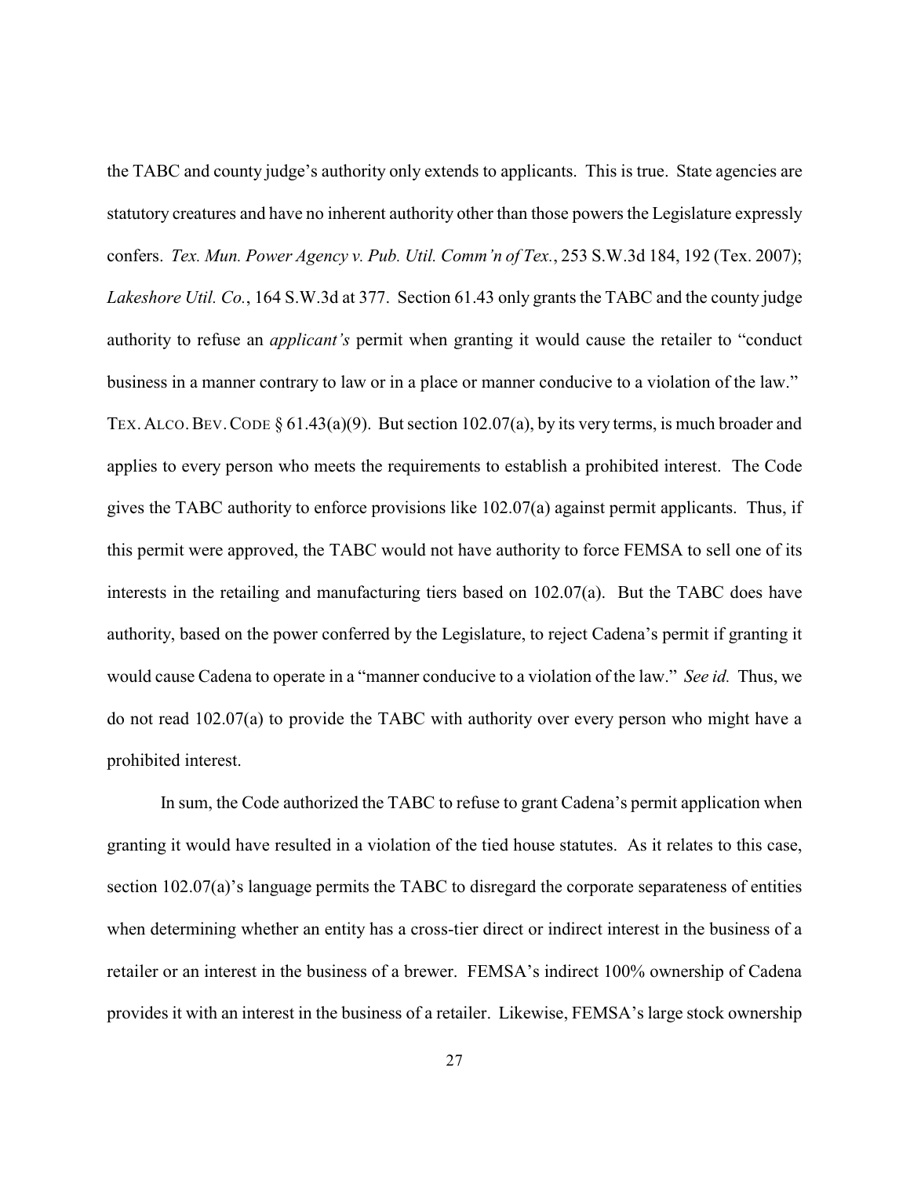the TABC and county judge's authority only extends to applicants. This is true. State agencies are statutory creatures and have no inherent authority other than those powers the Legislature expressly confers. *Tex. Mun. Power Agency v. Pub. Util. Comm'n of Tex.*, 253 S.W.3d 184, 192 (Tex. 2007); *Lakeshore Util. Co.*, 164 S.W.3d at 377. Section 61.43 only grants the TABC and the county judge authority to refuse an *applicant's* permit when granting it would cause the retailer to "conduct business in a manner contrary to law or in a place or manner conducive to a violation of the law." TEX. ALCO. BEV. CODE § 61.43(a)(9). But section 102.07(a), by its very terms, is much broader and applies to every person who meets the requirements to establish a prohibited interest. The Code gives the TABC authority to enforce provisions like 102.07(a) against permit applicants. Thus, if this permit were approved, the TABC would not have authority to force FEMSA to sell one of its interests in the retailing and manufacturing tiers based on 102.07(a). But the TABC does have authority, based on the power conferred by the Legislature, to reject Cadena's permit if granting it would cause Cadena to operate in a "manner conducive to a violation of the law." *See id.* Thus, we do not read 102.07(a) to provide the TABC with authority over every person who might have a prohibited interest.

In sum, the Code authorized the TABC to refuse to grant Cadena's permit application when granting it would have resulted in a violation of the tied house statutes. As it relates to this case, section 102.07(a)'s language permits the TABC to disregard the corporate separateness of entities when determining whether an entity has a cross-tier direct or indirect interest in the business of a retailer or an interest in the business of a brewer. FEMSA's indirect 100% ownership of Cadena provides it with an interest in the business of a retailer. Likewise, FEMSA's large stock ownership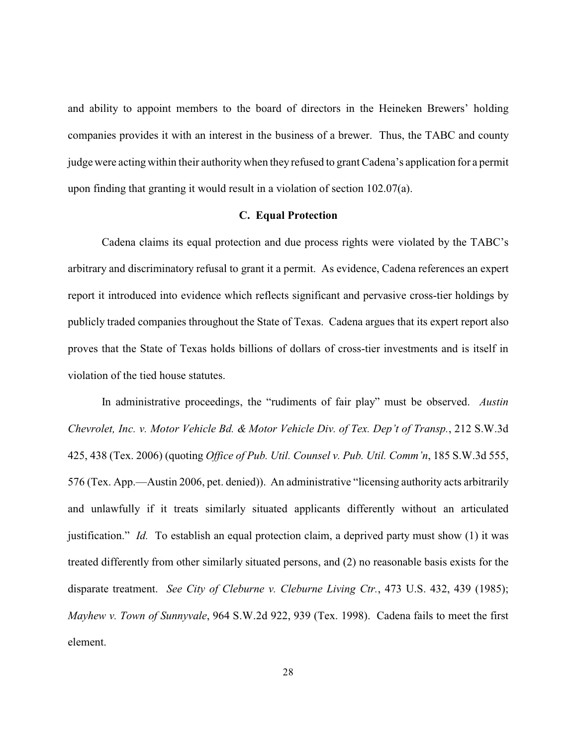and ability to appoint members to the board of directors in the Heineken Brewers' holding companies provides it with an interest in the business of a brewer. Thus, the TABC and county judge were acting within their authority when they refused to grant Cadena's application for a permit upon finding that granting it would result in a violation of section 102.07(a).

### C. Equal Protection

Cadena claims its equal protection and due process rights were violated by the TABC's arbitrary and discriminatory refusal to grant it a permit. As evidence, Cadena references an expert report it introduced into evidence which reflects significant and pervasive cross-tier holdings by publicly traded companies throughout the State of Texas. Cadena argues that its expert report also proves that the State of Texas holds billions of dollars of cross-tier investments and is itself in violation of the tied house statutes.

In administrative proceedings, the "rudiments of fair play" must be observed. *Austin Chevrolet, Inc. v. Motor Vehicle Bd. & Motor Vehicle Div. of Tex. Dep't of Transp.*, 212 S.W.3d 425, 438 (Tex. 2006) (quoting *Office of Pub. Util. Counsel v. Pub. Util. Comm'n*, 185 S.W.3d 555, 576 (Tex. App.—Austin 2006, pet. denied)). An administrative "licensing authority acts arbitrarily and unlawfully if it treats similarly situated applicants differently without an articulated justification." *Id.* To establish an equal protection claim, a deprived party must show (1) it was treated differently from other similarly situated persons, and (2) no reasonable basis exists for the disparate treatment. *See City of Cleburne v. Cleburne Living Ctr.*, 473 U.S. 432, 439 (1985); *Mayhew v. Town of Sunnyvale*, 964 S.W.2d 922, 939 (Tex. 1998). Cadena fails to meet the first element.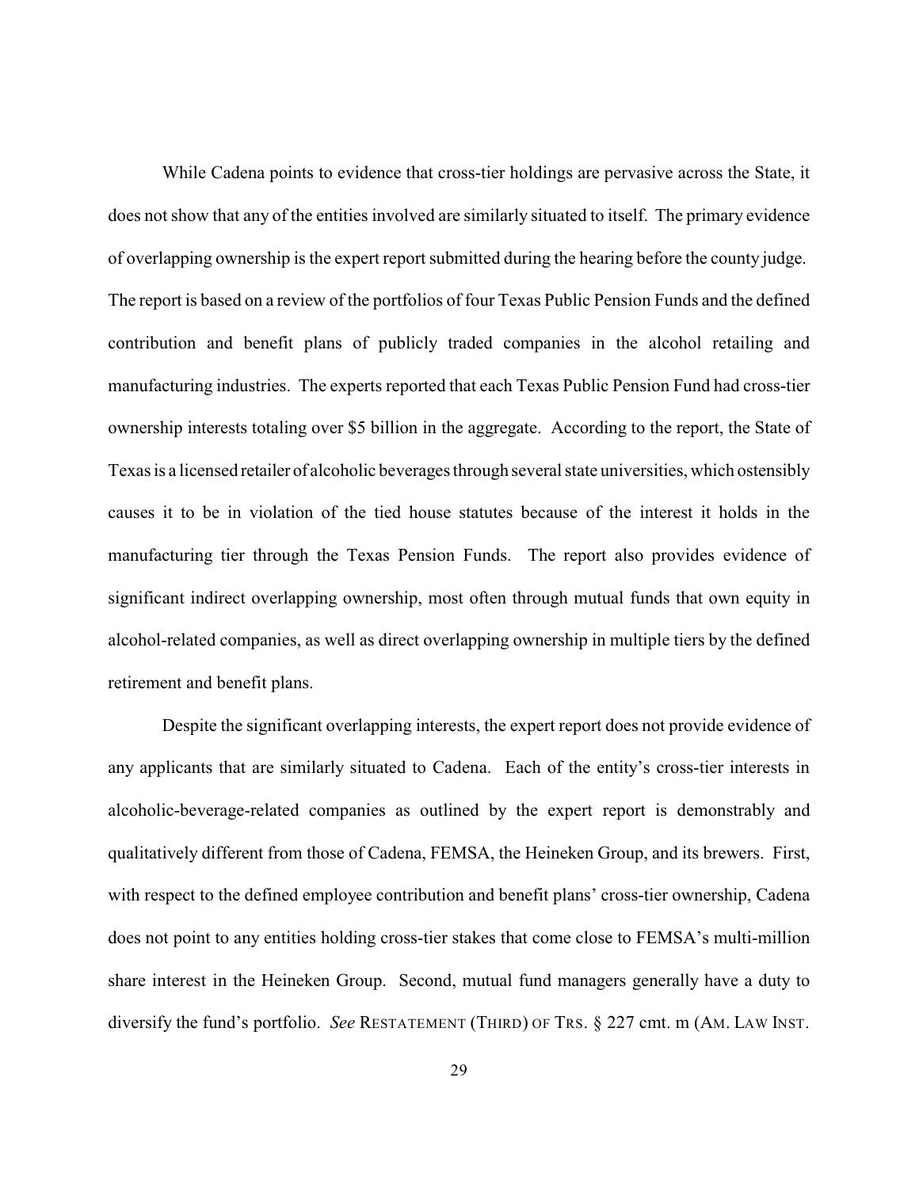While Cadena points to evidence that cross-tier holdings are pervasive across the State, it does not show that any of the entities involved are similarly situated to itself. The primary evidence of overlapping ownership is the expert report submitted during the hearing before the county judge. The report is based on a review of the portfolios of four Texas Public Pension Funds and the defined contribution and benefit plans of publicly traded companies in the alcohol retailing and manufacturing industries. The experts reported that each Texas Public Pension Fund had cross-tier ownership interests totaling over $5 billion in the aggregate. According to the report, the State of Texas is a licensed retailer of alcoholic beverages through several state universities, which ostensibly causes it to be in violation of the tied house statutes because of the interest it holds in the manufacturing tier through the Texas Pension Funds. The report also provides evidence of significant indirect overlapping ownership, most often through mutual funds that own equity in alcohol-related companies, as well as direct overlapping ownership in multiple tiers by the defined retirement and benefit plans.

Despite the significant overlapping interests, the expert report does not provide evidence of any applicants that are similarly situated to Cadena. Each of the entity's cross-tier interests in alcoholic-beverage-related companies as outlined by the expert report is demonstrably and qualitatively different from those of Cadena, FEMSA, the Heineken Group, and its brewers. First, with respect to the defined employee contribution and benefit plans' cross-tier ownership, Cadena does not point to any entities holding cross-tier stakes that come close to FEMSA's multi-million share interest in the Heineken Group. Second, mutual fund managers generally have a duty to diversify the fund's portfolio. *See* RESTATEMENT (THIRD) OF TRS. § 227 cmt. m (AM. LAW INST.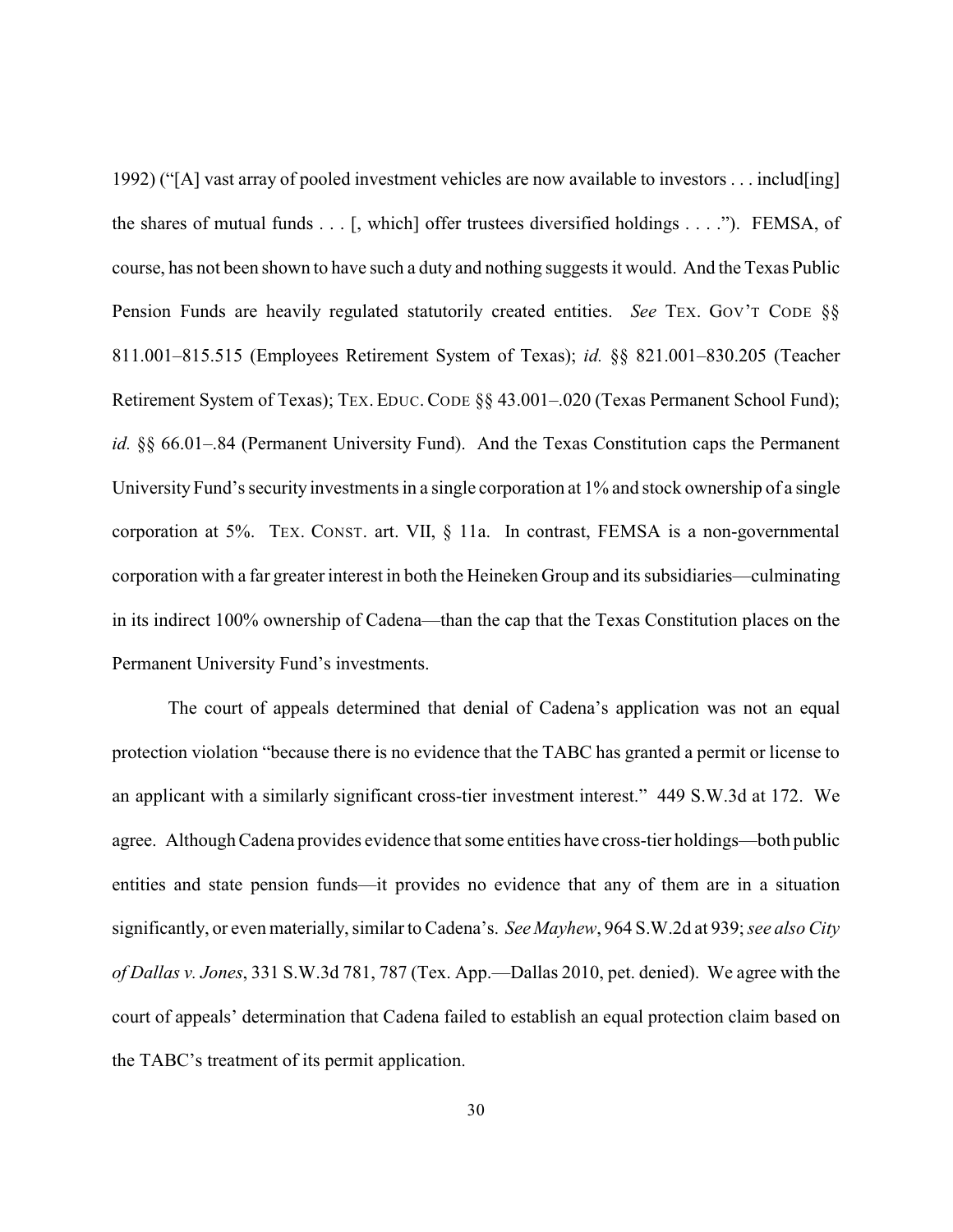1992) ("[A] vast array of pooled investment vehicles are now available to investors . . . includ[ing] the shares of mutual funds . . . [, which] offer trustees diversified holdings . . . ."). FEMSA, of course, has not been shown to have such a duty and nothing suggests it would. And the Texas Public Pension Funds are heavily regulated statutorily created entities. *See* TEX. GOV'T CODE §§ 811.001–815.515 (Employees Retirement System of Texas); *id.* §§ 821.001–830.205 (Teacher Retirement System of Texas); TEX. EDUC. CODE §§ 43.001–.020 (Texas Permanent School Fund); *id.* §§ 66.01–.84 (Permanent University Fund). And the Texas Constitution caps the Permanent University Fund's security investments in a single corporation at 1% and stock ownership of a single corporation at 5%. TEX. CONST. art. VII, § 11a. In contrast, FEMSA is a non-governmental corporation with a far greater interest in both the Heineken Group and its subsidiaries—culminating in its indirect 100% ownership of Cadena—than the cap that the Texas Constitution places on the Permanent University Fund's investments.

The court of appeals determined that denial of Cadena's application was not an equal protection violation "because there is no evidence that the TABC has granted a permit or license to an applicant with a similarly significant cross-tier investment interest." 449 S.W.3d at 172. We agree. Although Cadena provides evidence that some entities have cross-tier holdings—both public entities and state pension funds—it provides no evidence that any of them are in a situation significantly, or even materially, similar to Cadena's. *See Mayhew*, 964 S.W.2d at 939; *see also City of Dallas v. Jones*, 331 S.W.3d 781, 787 (Tex. App.—Dallas 2010, pet. denied). We agree with the court of appeals' determination that Cadena failed to establish an equal protection claim based on the TABC's treatment of its permit application.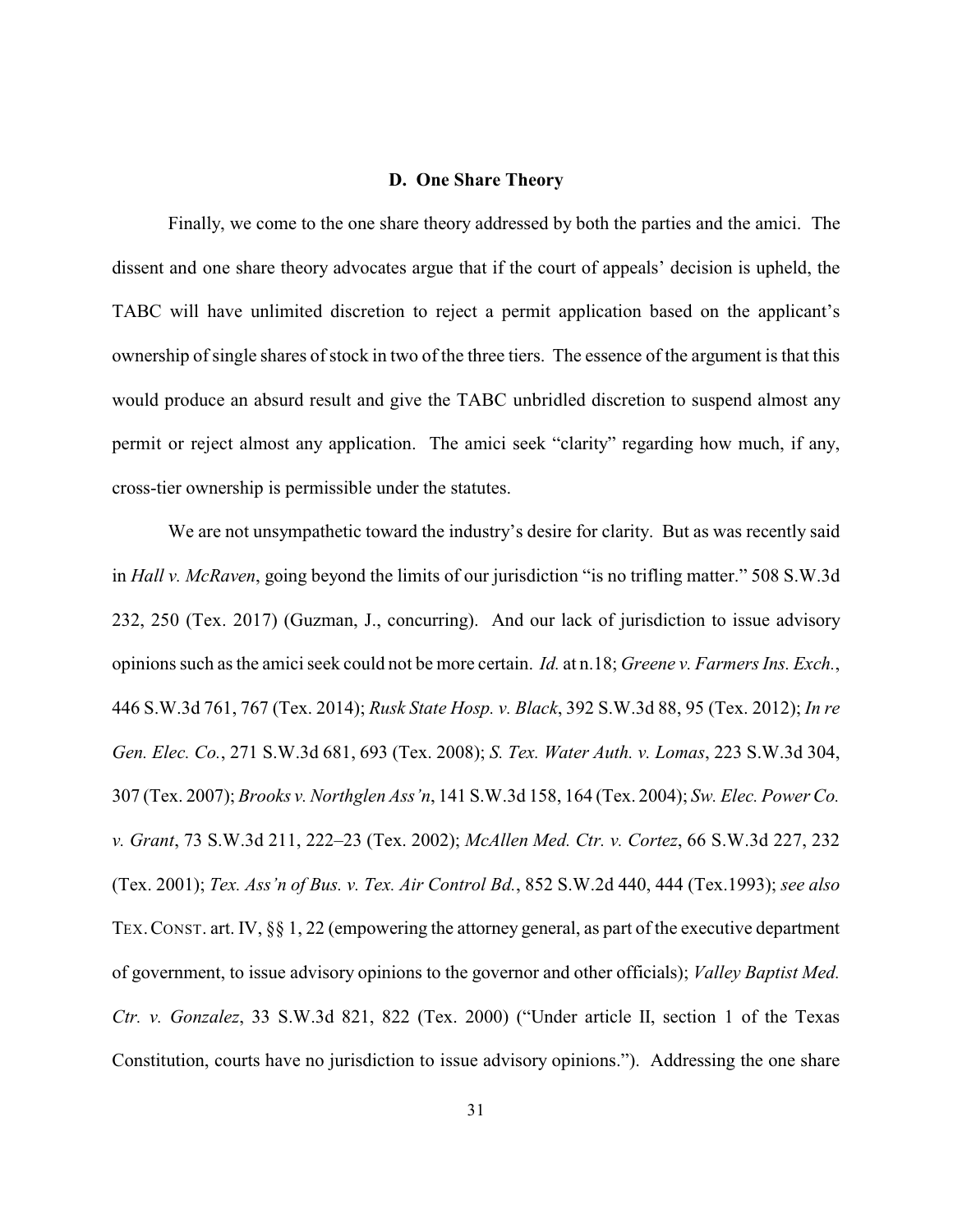### D. One Share Theory

Finally, we come to the one share theory addressed by both the parties and the amici. The dissent and one share theory advocates argue that if the court of appeals' decision is upheld, the TABC will have unlimited discretion to reject a permit application based on the applicant's ownership of single shares of stock in two of the three tiers. The essence of the argument is that this would produce an absurd result and give the TABC unbridled discretion to suspend almost any permit or reject almost any application. The amici seek "clarity" regarding how much, if any, cross-tier ownership is permissible under the statutes.

We are not unsympathetic toward the industry's desire for clarity. But as was recently said in *Hall v. McRaven*, going beyond the limits of our jurisdiction "is no trifling matter." 508 S.W.3d 232, 250 (Tex. 2017) (Guzman, J., concurring). And our lack of jurisdiction to issue advisory opinions such as the amici seek could not be more certain. *Id.* at n.18; *Greene v. Farmers Ins. Exch.*, 446 S.W.3d 761, 767 (Tex. 2014); *Rusk State Hosp. v. Black*, 392 S.W.3d 88, 95 (Tex. 2012); *In re Gen. Elec. Co.*, 271 S.W.3d 681, 693 (Tex. 2008); *S. Tex. Water Auth. v. Lomas*, 223 S.W.3d 304, 307 (Tex. 2007); *Brooks v. Northglen Ass'n*, 141 S.W.3d 158, 164 (Tex. 2004); *Sw. Elec. Power Co. v. Grant*, 73 S.W.3d 211, 222–23 (Tex. 2002); *McAllen Med. Ctr. v. Cortez*, 66 S.W.3d 227, 232 (Tex. 2001); *Tex. Ass'n of Bus. v. Tex. Air Control Bd.*, 852 S.W.2d 440, 444 (Tex.1993); *see also* TEX. CONST. art. IV, §§ 1, 22 (empowering the attorney general, as part of the executive department of government, to issue advisory opinions to the governor and other officials); *Valley Baptist Med. Ctr. v. Gonzalez*, 33 S.W.3d 821, 822 (Tex. 2000) ("Under article II, section 1 of the Texas Constitution, courts have no jurisdiction to issue advisory opinions."). Addressing the one share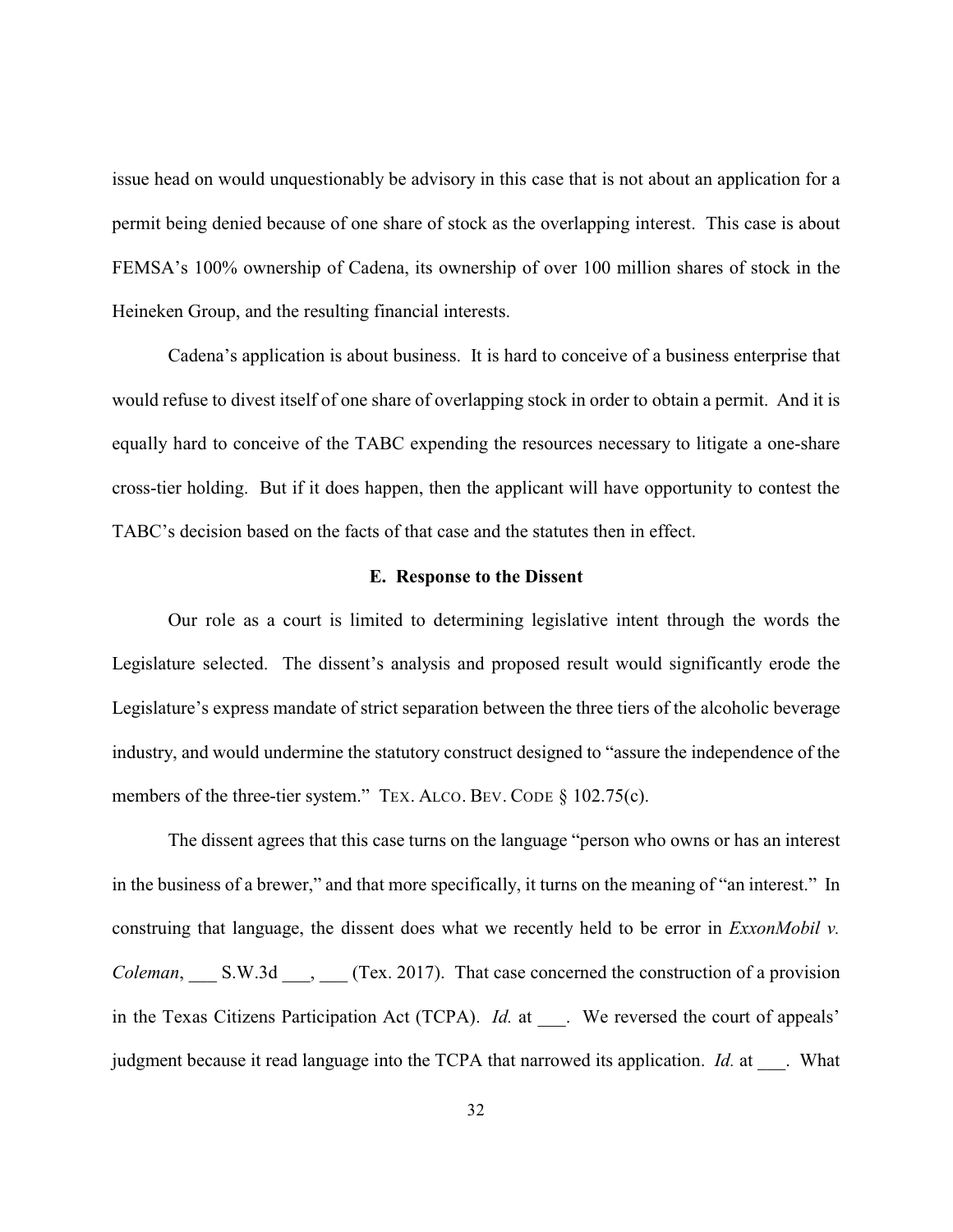issue head on would unquestionably be advisory in this case that is not about an application for a permit being denied because of one share of stock as the overlapping interest. This case is about FEMSA's 100% ownership of Cadena, its ownership of over 100 million shares of stock in the Heineken Group, and the resulting financial interests.

Cadena's application is about business. It is hard to conceive of a business enterprise that would refuse to divest itself of one share of overlapping stock in order to obtain a permit. And it is equally hard to conceive of the TABC expending the resources necessary to litigate a one-share cross-tier holding. But if it does happen, then the applicant will have opportunity to contest the TABC's decision based on the facts of that case and the statutes then in effect.

### E. Response to the Dissent

Our role as a court is limited to determining legislative intent through the words the Legislature selected. The dissent's analysis and proposed result would significantly erode the Legislature's express mandate of strict separation between the three tiers of the alcoholic beverage industry, and would undermine the statutory construct designed to "assure the independence of the members of the three-tier system." TEX. ALCO. BEV. CODE § 102.75(c).

The dissent agrees that this case turns on the language "person who owns or has an interest in the business of a brewer," and that more specifically, it turns on the meaning of "an interest." In construing that language, the dissent does what we recently held to be error in *ExxonMobil v. Coleman*, ___ S.W.3d ___, ___ (Tex. 2017). That case concerned the construction of a provision in the Texas Citizens Participation Act (TCPA). *Id.* at ___. We reversed the court of appeals' judgment because it read language into the TCPA that narrowed its application. *Id.* at ___. What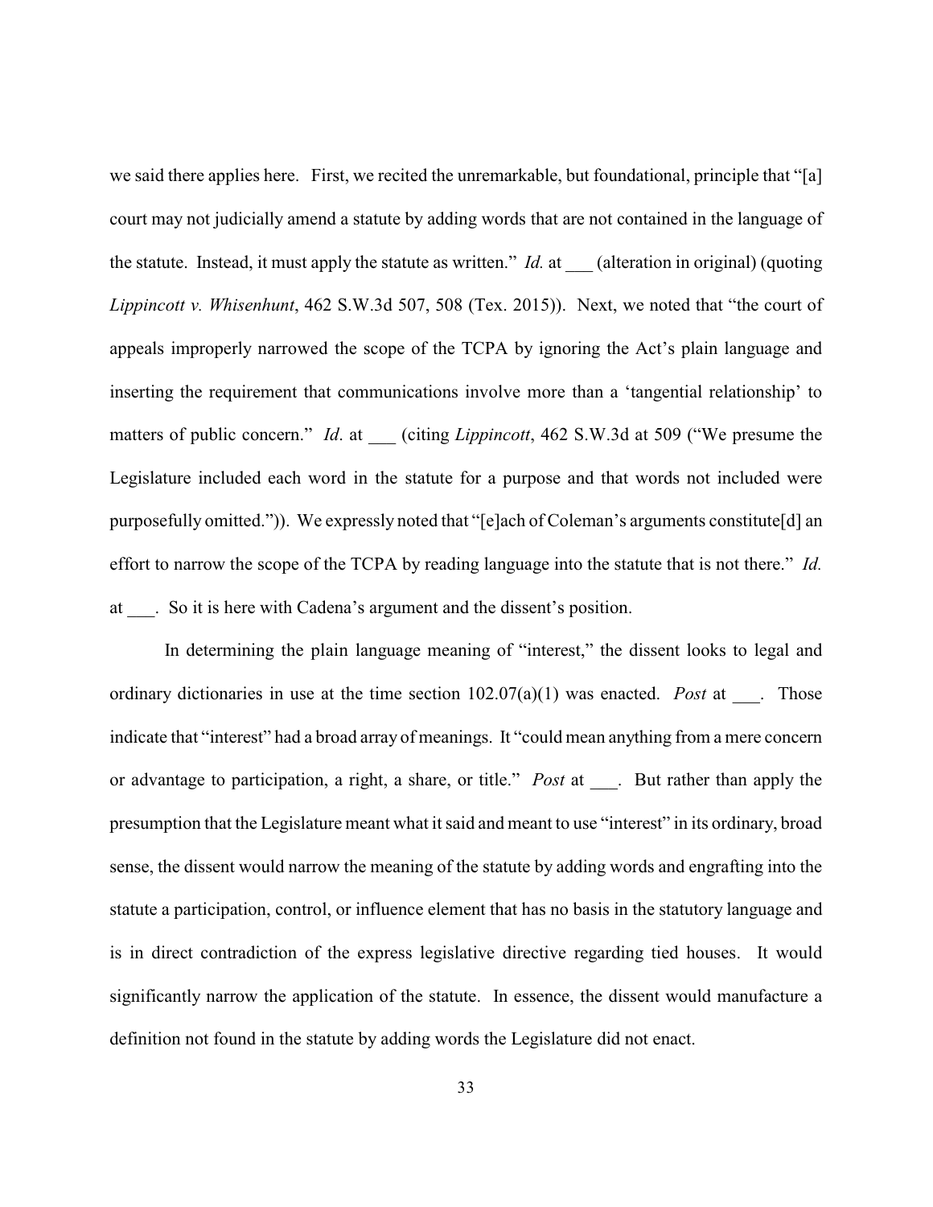we said there applies here. First, we recited the unremarkable, but foundational, principle that "[a] court may not judicially amend a statute by adding words that are not contained in the language of the statute. Instead, it must apply the statute as written." *Id.* at ___ (alteration in original) (quoting *Lippincott v. Whisenhunt*, 462 S.W.3d 507, 508 (Tex. 2015)). Next, we noted that "the court of appeals improperly narrowed the scope of the TCPA by ignoring the Act's plain language and inserting the requirement that communications involve more than a 'tangential relationship' to matters of public concern." *Id*. at ___ (citing *Lippincott*, 462 S.W.3d at 509 ("We presume the Legislature included each word in the statute for a purpose and that words not included were purposefully omitted.")). We expressly noted that "[e]ach of Coleman's arguments constitute[d] an effort to narrow the scope of the TCPA by reading language into the statute that is not there." *Id.* at ___. So it is here with Cadena's argument and the dissent's position.

In determining the plain language meaning of "interest," the dissent looks to legal and ordinary dictionaries in use at the time section 102.07(a)(1) was enacted. *Post* at ___. Those indicate that "interest" had a broad array of meanings. It "could mean anything from a mere concern or advantage to participation, a right, a share, or title." *Post* at ___. But rather than apply the presumption that the Legislature meant what it said and meant to use "interest" in its ordinary, broad sense, the dissent would narrow the meaning of the statute by adding words and engrafting into the statute a participation, control, or influence element that has no basis in the statutory language and is in direct contradiction of the express legislative directive regarding tied houses. It would significantly narrow the application of the statute. In essence, the dissent would manufacture a definition not found in the statute by adding words the Legislature did not enact.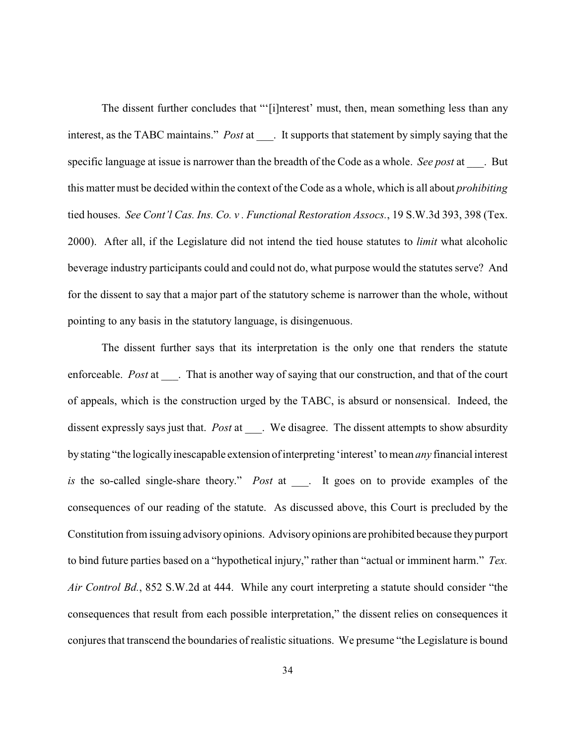The dissent further concludes that "'[i]nterest' must, then, mean something less than any interest, as the TABC maintains." *Post* at ___. It supports that statement by simply saying that the specific language at issue is narrower than the breadth of the Code as a whole. *See post* at ___. But this matter must be decided within the context of the Code as a whole, which is all about *prohibiting* tied houses. *See Cont'l Cas. Ins. Co. v . Functional Restoration Assocs.*, 19 S.W.3d 393, 398 (Tex. 2000). After all, if the Legislature did not intend the tied house statutes to *limit* what alcoholic beverage industry participants could and could not do, what purpose would the statutes serve? And for the dissent to say that a major part of the statutory scheme is narrower than the whole, without pointing to any basis in the statutory language, is disingenuous.

The dissent further says that its interpretation is the only one that renders the statute enforceable. *Post* at ___. That is another way of saying that our construction, and that of the court of appeals, which is the construction urged by the TABC, is absurd or nonsensical. Indeed, the dissent expressly says just that. *Post* at ___. We disagree. The dissent attempts to show absurdity by stating "the logically inescapable extension of interpreting 'interest' to mean *any* financial interest *is* the so-called single-share theory." *Post* at ___. It goes on to provide examples of the consequences of our reading of the statute. As discussed above, this Court is precluded by the Constitution from issuing advisory opinions. Advisory opinions are prohibited because they purport to bind future parties based on a "hypothetical injury," rather than "actual or imminent harm." *Tex. Air Control Bd.*, 852 S.W.2d at 444. While any court interpreting a statute should consider "the consequences that result from each possible interpretation," the dissent relies on consequences it conjures that transcend the boundaries of realistic situations. We presume "the Legislature is bound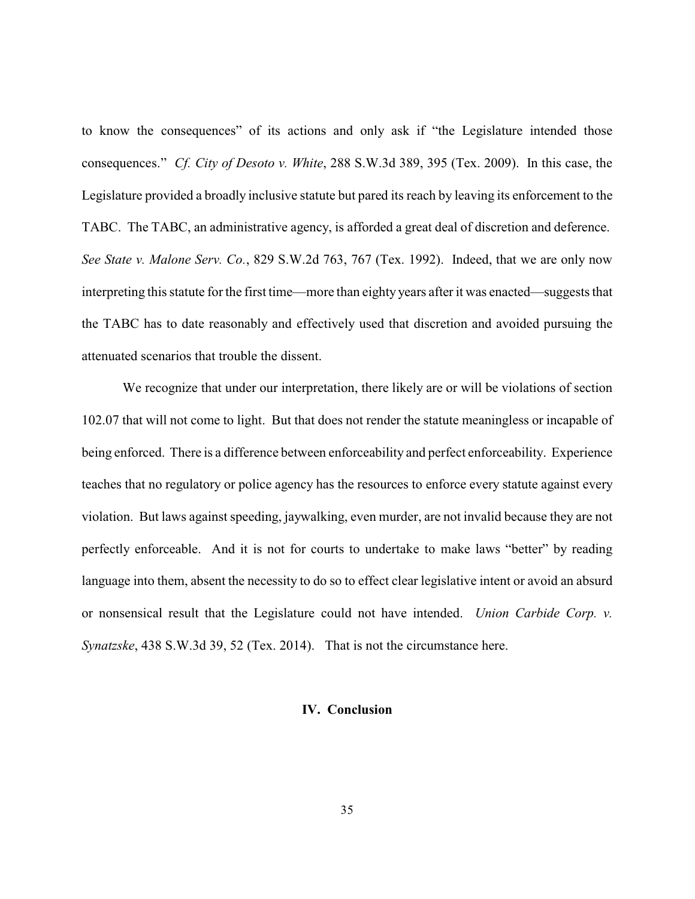to know the consequences" of its actions and only ask if "the Legislature intended those consequences." *Cf. City of Desoto v. White*, 288 S.W.3d 389, 395 (Tex. 2009). In this case, the Legislature provided a broadly inclusive statute but pared its reach by leaving its enforcement to the TABC. The TABC, an administrative agency, is afforded a great deal of discretion and deference. *See State v. Malone Serv. Co.*, 829 S.W.2d 763, 767 (Tex. 1992). Indeed, that we are only now interpreting this statute for the first time—more than eighty years after it was enacted—suggests that the TABC has to date reasonably and effectively used that discretion and avoided pursuing the attenuated scenarios that trouble the dissent.

We recognize that under our interpretation, there likely are or will be violations of section 102.07 that will not come to light. But that does not render the statute meaningless or incapable of being enforced. There is a difference between enforceability and perfect enforceability. Experience teaches that no regulatory or police agency has the resources to enforce every statute against every violation. But laws against speeding, jaywalking, even murder, are not invalid because they are not perfectly enforceable. And it is not for courts to undertake to make laws "better" by reading language into them, absent the necessity to do so to effect clear legislative intent or avoid an absurd or nonsensical result that the Legislature could not have intended. *Union Carbide Corp. v. Synatzske*, 438 S.W.3d 39, 52 (Tex. 2014). That is not the circumstance here.

## IV. Conclusion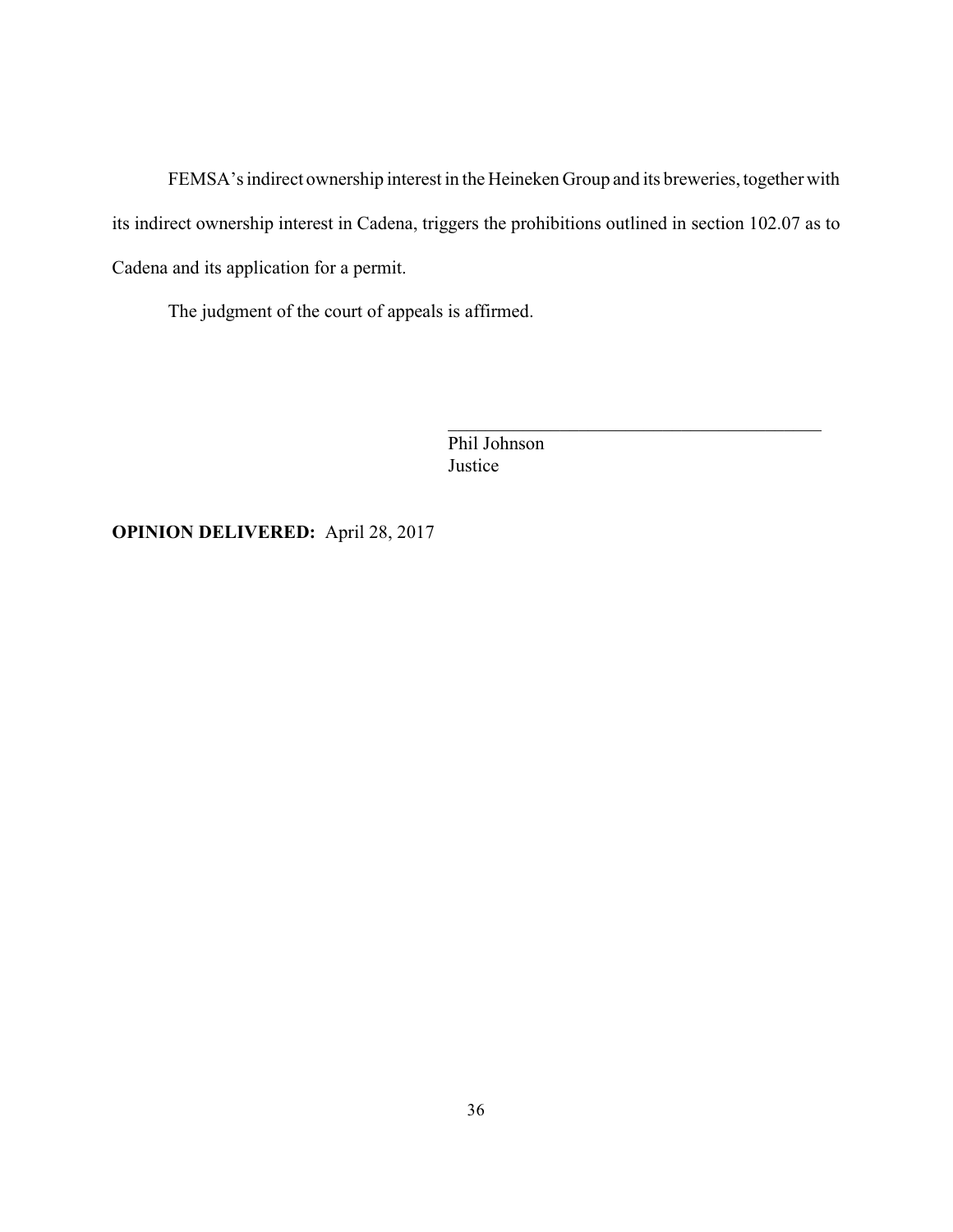FEMSA's indirect ownership interest in the Heineken Group and its breweries, together with its indirect ownership interest in Cadena, triggers the prohibitions outlined in section 102.07 as to Cadena and its application for a permit.

The judgment of the court of appeals is affirmed.

Phil Johnson
Justice

**OPINION DELIVERED:** April 28, 2017